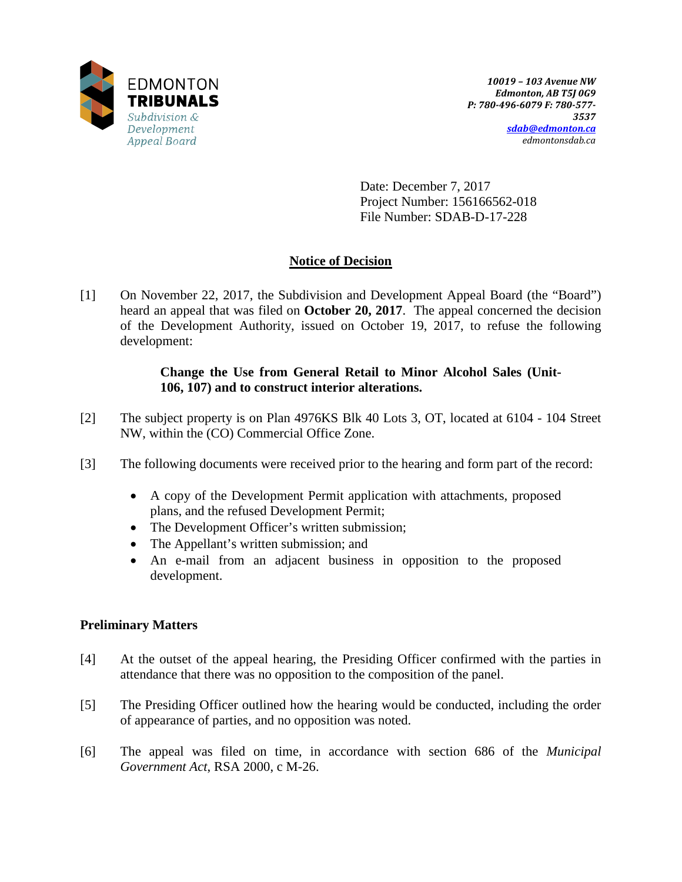EDMONTON
**TRIBUNALS**
*Subdivision & Development Appeal Board*

***10019 – 103 Avenue NW***
***Edmonton, AB T5J 0G9***
***P: 780-496-6079 F: 780-577-3537***
***sdab@edmonton.ca***
*edmontonsdab.ca*

Date: December 7, 2017
Project Number: 156166562-018
File Number: SDAB-D-17-228

## Notice of Decision

[1] On November 22, 2017, the Subdivision and Development Appeal Board (the "Board") heard an appeal that was filed on **October 20, 2017**. The appeal concerned the decision of the Development Authority, issued on October 19, 2017, to refuse the following development:

> **Change the Use from General Retail to Minor Alcohol Sales (Unit-106, 107) and to construct interior alterations.**

[2] The subject property is on Plan 4976KS Blk 40 Lots 3, OT, located at 6104 - 104 Street NW, within the (CO) Commercial Office Zone.

[3] The following documents were received prior to the hearing and form part of the record:

- A copy of the Development Permit application with attachments, proposed plans, and the refused Development Permit;
- The Development Officer's written submission;
- The Appellant's written submission; and
- An e-mail from an adjacent business in opposition to the proposed development.

### Preliminary Matters

[4] At the outset of the appeal hearing, the Presiding Officer confirmed with the parties in attendance that there was no opposition to the composition of the panel.

[5] The Presiding Officer outlined how the hearing would be conducted, including the order of appearance of parties, and no opposition was noted.

[6] The appeal was filed on time, in accordance with section 686 of the *Municipal Government Act*, RSA 2000, c M-26.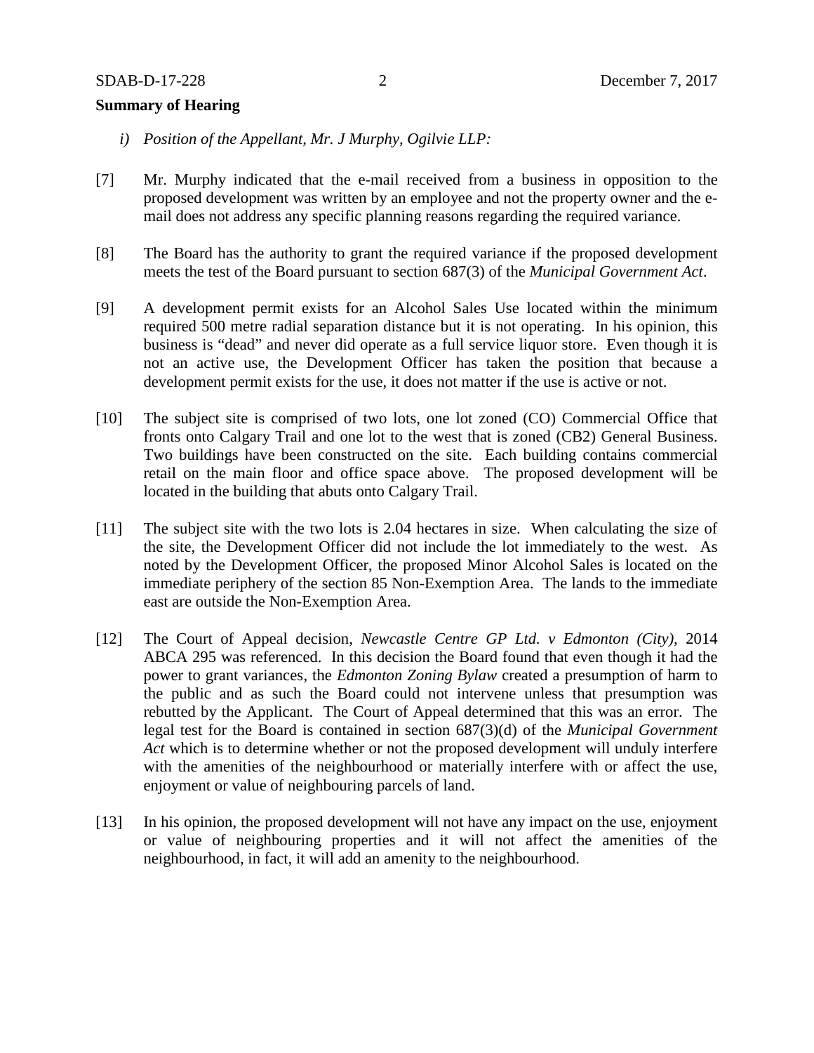**Summary of Hearing**

*i) Position of the Appellant, Mr. J Murphy, Ogilvie LLP:*

[7] Mr. Murphy indicated that the e-mail received from a business in opposition to the proposed development was written by an employee and not the property owner and the e-mail does not address any specific planning reasons regarding the required variance.

[8] The Board has the authority to grant the required variance if the proposed development meets the test of the Board pursuant to section 687(3) of the *Municipal Government Act*.

[9] A development permit exists for an Alcohol Sales Use located within the minimum required 500 metre radial separation distance but it is not operating. In his opinion, this business is "dead" and never did operate as a full service liquor store. Even though it is not an active use, the Development Officer has taken the position that because a development permit exists for the use, it does not matter if the use is active or not.

[10] The subject site is comprised of two lots, one lot zoned (CO) Commercial Office that fronts onto Calgary Trail and one lot to the west that is zoned (CB2) General Business. Two buildings have been constructed on the site. Each building contains commercial retail on the main floor and office space above. The proposed development will be located in the building that abuts onto Calgary Trail.

[11] The subject site with the two lots is 2.04 hectares in size. When calculating the size of the site, the Development Officer did not include the lot immediately to the west. As noted by the Development Officer, the proposed Minor Alcohol Sales is located on the immediate periphery of the section 85 Non-Exemption Area. The lands to the immediate east are outside the Non-Exemption Area.

[12] The Court of Appeal decision, *Newcastle Centre GP Ltd. v Edmonton (City)*, 2014 ABCA 295 was referenced. In this decision the Board found that even though it had the power to grant variances, the *Edmonton Zoning Bylaw* created a presumption of harm to the public and as such the Board could not intervene unless that presumption was rebutted by the Applicant. The Court of Appeal determined that this was an error. The legal test for the Board is contained in section 687(3)(d) of the *Municipal Government Act* which is to determine whether or not the proposed development will unduly interfere with the amenities of the neighbourhood or materially interfere with or affect the use, enjoyment or value of neighbouring parcels of land.

[13] In his opinion, the proposed development will not have any impact on the use, enjoyment or value of neighbouring properties and it will not affect the amenities of the neighbourhood, in fact, it will add an amenity to the neighbourhood.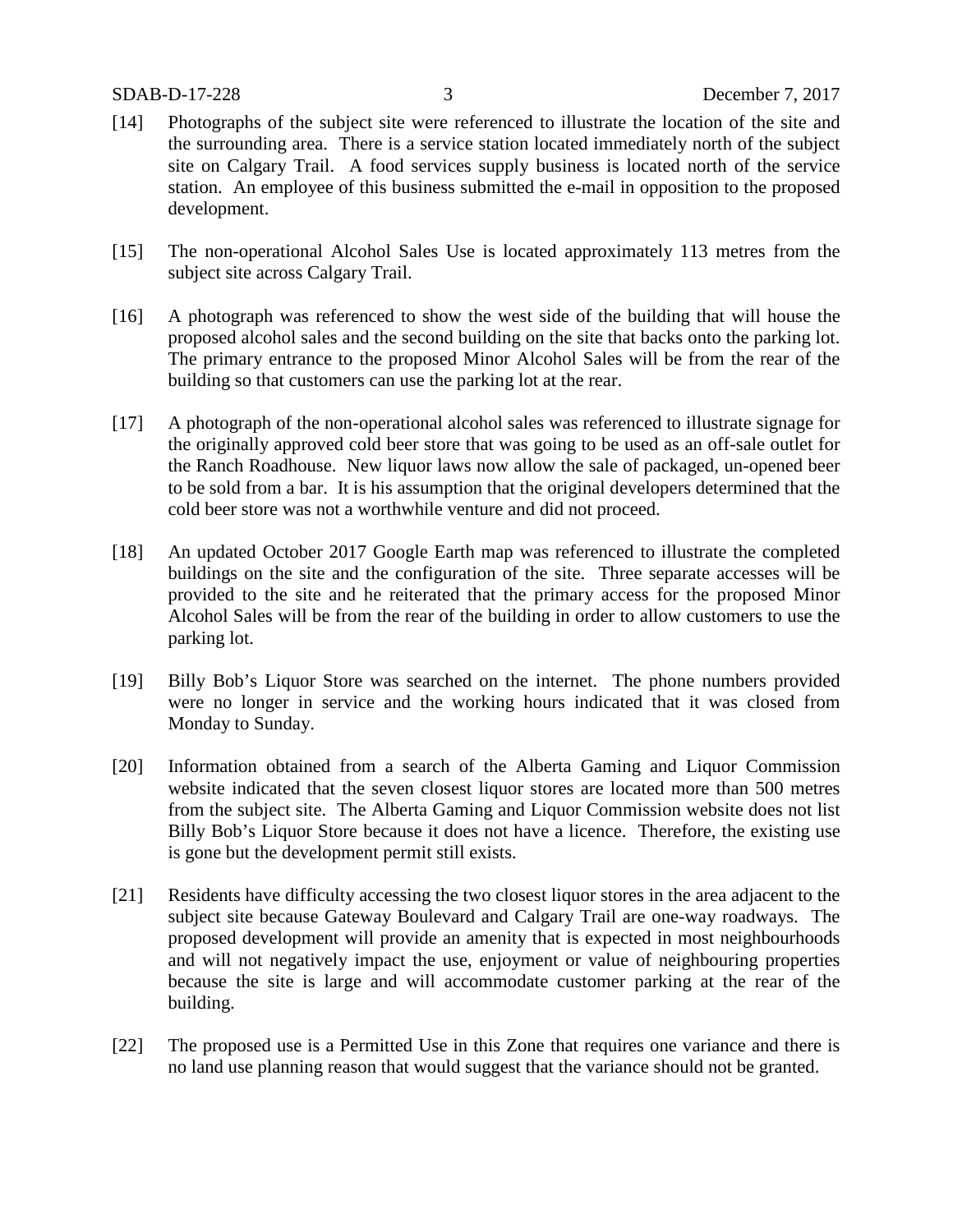[14] Photographs of the subject site were referenced to illustrate the location of the site and the surrounding area. There is a service station located immediately north of the subject site on Calgary Trail. A food services supply business is located north of the service station. An employee of this business submitted the e-mail in opposition to the proposed development.

[15] The non-operational Alcohol Sales Use is located approximately 113 metres from the subject site across Calgary Trail.

[16] A photograph was referenced to show the west side of the building that will house the proposed alcohol sales and the second building on the site that backs onto the parking lot. The primary entrance to the proposed Minor Alcohol Sales will be from the rear of the building so that customers can use the parking lot at the rear.

[17] A photograph of the non-operational alcohol sales was referenced to illustrate signage for the originally approved cold beer store that was going to be used as an off-sale outlet for the Ranch Roadhouse. New liquor laws now allow the sale of packaged, un-opened beer to be sold from a bar. It is his assumption that the original developers determined that the cold beer store was not a worthwhile venture and did not proceed.

[18] An updated October 2017 Google Earth map was referenced to illustrate the completed buildings on the site and the configuration of the site. Three separate accesses will be provided to the site and he reiterated that the primary access for the proposed Minor Alcohol Sales will be from the rear of the building in order to allow customers to use the parking lot.

[19] Billy Bob's Liquor Store was searched on the internet. The phone numbers provided were no longer in service and the working hours indicated that it was closed from Monday to Sunday.

[20] Information obtained from a search of the Alberta Gaming and Liquor Commission website indicated that the seven closest liquor stores are located more than 500 metres from the subject site. The Alberta Gaming and Liquor Commission website does not list Billy Bob's Liquor Store because it does not have a licence. Therefore, the existing use is gone but the development permit still exists.

[21] Residents have difficulty accessing the two closest liquor stores in the area adjacent to the subject site because Gateway Boulevard and Calgary Trail are one-way roadways. The proposed development will provide an amenity that is expected in most neighbourhoods and will not negatively impact the use, enjoyment or value of neighbouring properties because the site is large and will accommodate customer parking at the rear of the building.

[22] The proposed use is a Permitted Use in this Zone that requires one variance and there is no land use planning reason that would suggest that the variance should not be granted.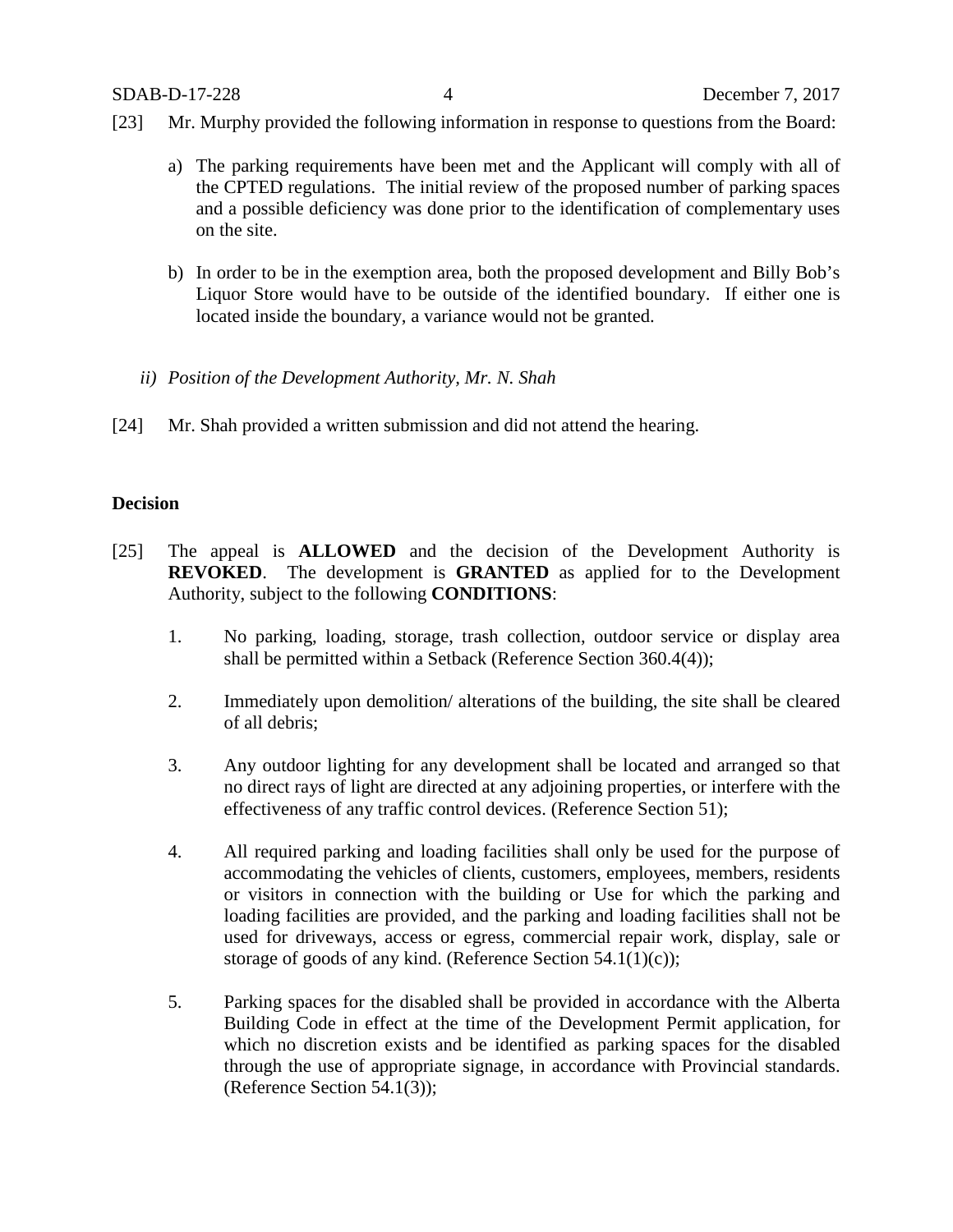[23] Mr. Murphy provided the following information in response to questions from the Board:

a) The parking requirements have been met and the Applicant will comply with all of the CPTED regulations. The initial review of the proposed number of parking spaces and a possible deficiency was done prior to the identification of complementary uses on the site.

b) In order to be in the exemption area, both the proposed development and Billy Bob's Liquor Store would have to be outside of the identified boundary. If either one is located inside the boundary, a variance would not be granted.

*ii) Position of the Development Authority, Mr. N. Shah*

[24] Mr. Shah provided a written submission and did not attend the hearing.

**Decision**

[25] The appeal is **ALLOWED** and the decision of the Development Authority is **REVOKED**. The development is **GRANTED** as applied for to the Development Authority, subject to the following **CONDITIONS**:

1. No parking, loading, storage, trash collection, outdoor service or display area shall be permitted within a Setback (Reference Section 360.4(4));

2. Immediately upon demolition/ alterations of the building, the site shall be cleared of all debris;

3. Any outdoor lighting for any development shall be located and arranged so that no direct rays of light are directed at any adjoining properties, or interfere with the effectiveness of any traffic control devices. (Reference Section 51);

4. All required parking and loading facilities shall only be used for the purpose of accommodating the vehicles of clients, customers, employees, members, residents or visitors in connection with the building or Use for which the parking and loading facilities are provided, and the parking and loading facilities shall not be used for driveways, access or egress, commercial repair work, display, sale or storage of goods of any kind. (Reference Section 54.1(1)(c));

5. Parking spaces for the disabled shall be provided in accordance with the Alberta Building Code in effect at the time of the Development Permit application, for which no discretion exists and be identified as parking spaces for the disabled through the use of appropriate signage, in accordance with Provincial standards. (Reference Section 54.1(3));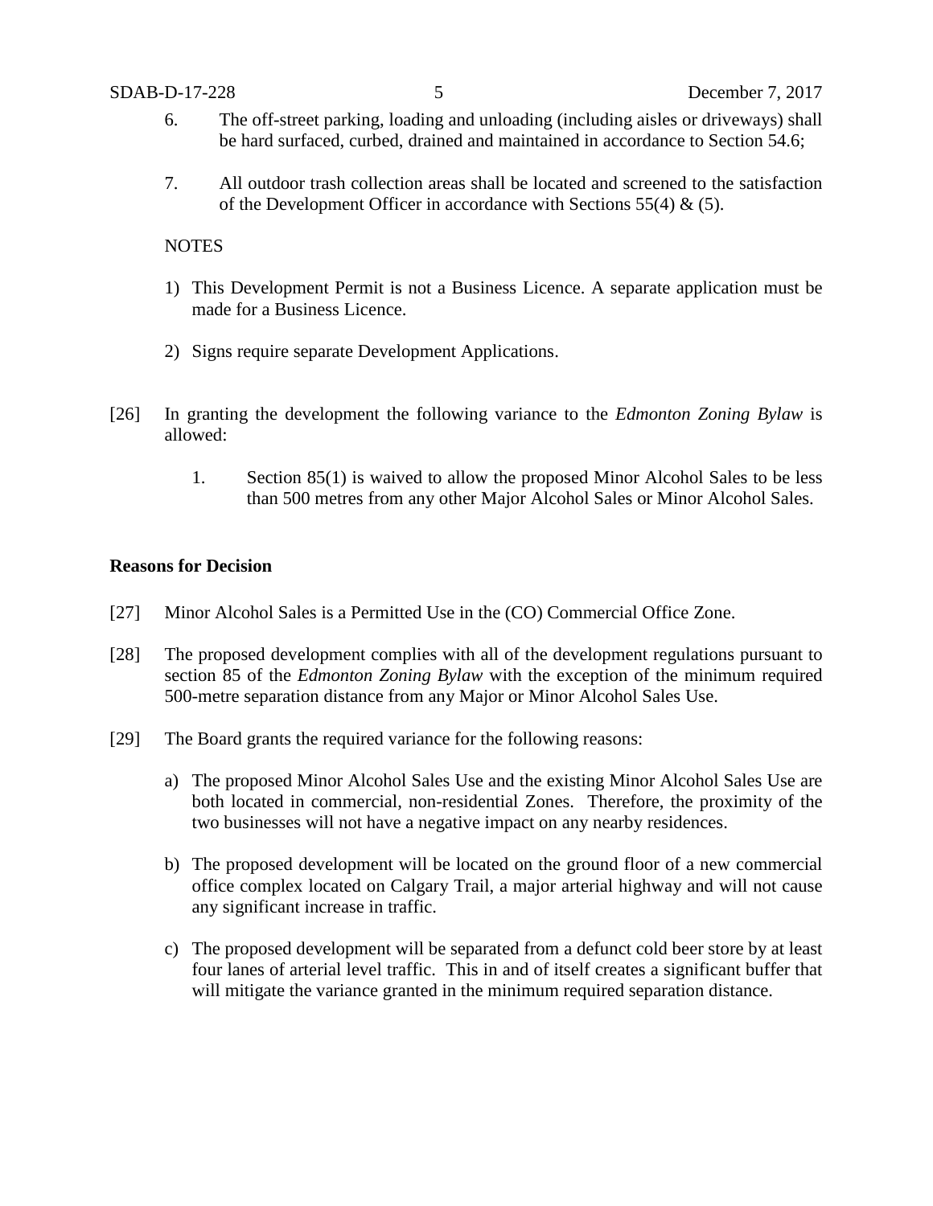6. The off-street parking, loading and unloading (including aisles or driveways) shall be hard surfaced, curbed, drained and maintained in accordance to Section 54.6;

7. All outdoor trash collection areas shall be located and screened to the satisfaction of the Development Officer in accordance with Sections 55(4) & (5).

NOTES

1) This Development Permit is not a Business Licence. A separate application must be made for a Business Licence.

2) Signs require separate Development Applications.

[26] In granting the development the following variance to the *Edmonton Zoning Bylaw* is allowed:

1. Section 85(1) is waived to allow the proposed Minor Alcohol Sales to be less than 500 metres from any other Major Alcohol Sales or Minor Alcohol Sales.

**Reasons for Decision**

[27] Minor Alcohol Sales is a Permitted Use in the (CO) Commercial Office Zone.

[28] The proposed development complies with all of the development regulations pursuant to section 85 of the *Edmonton Zoning Bylaw* with the exception of the minimum required 500-metre separation distance from any Major or Minor Alcohol Sales Use.

[29] The Board grants the required variance for the following reasons:

a) The proposed Minor Alcohol Sales Use and the existing Minor Alcohol Sales Use are both located in commercial, non-residential Zones. Therefore, the proximity of the two businesses will not have a negative impact on any nearby residences.

b) The proposed development will be located on the ground floor of a new commercial office complex located on Calgary Trail, a major arterial highway and will not cause any significant increase in traffic.

c) The proposed development will be separated from a defunct cold beer store by at least four lanes of arterial level traffic. This in and of itself creates a significant buffer that will mitigate the variance granted in the minimum required separation distance.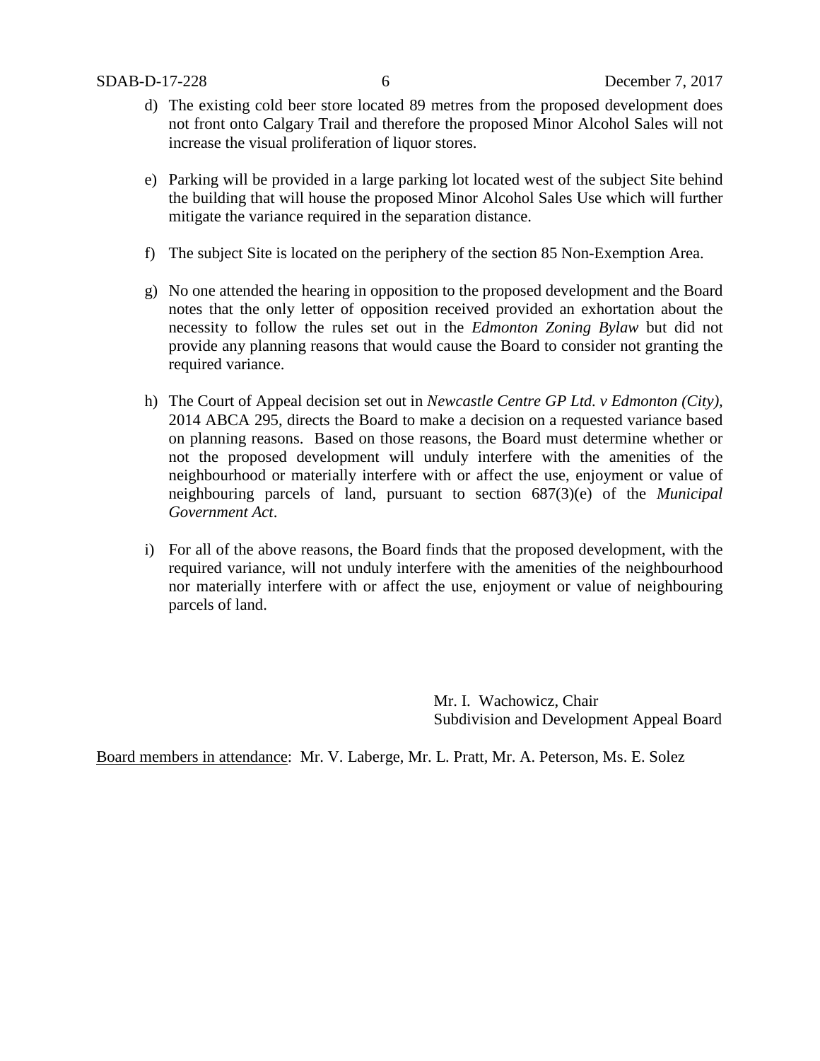d) The existing cold beer store located 89 metres from the proposed development does not front onto Calgary Trail and therefore the proposed Minor Alcohol Sales will not increase the visual proliferation of liquor stores.

e) Parking will be provided in a large parking lot located west of the subject Site behind the building that will house the proposed Minor Alcohol Sales Use which will further mitigate the variance required in the separation distance.

f) The subject Site is located on the periphery of the section 85 Non-Exemption Area.

g) No one attended the hearing in opposition to the proposed development and the Board notes that the only letter of opposition received provided an exhortation about the necessity to follow the rules set out in the *Edmonton Zoning Bylaw* but did not provide any planning reasons that would cause the Board to consider not granting the required variance.

h) The Court of Appeal decision set out in *Newcastle Centre GP Ltd. v Edmonton (City)*, 2014 ABCA 295, directs the Board to make a decision on a requested variance based on planning reasons. Based on those reasons, the Board must determine whether or not the proposed development will unduly interfere with the amenities of the neighbourhood or materially interfere with or affect the use, enjoyment or value of neighbouring parcels of land, pursuant to section 687(3)(e) of the *Municipal Government Act*.

i) For all of the above reasons, the Board finds that the proposed development, with the required variance, will not unduly interfere with the amenities of the neighbourhood nor materially interfere with or affect the use, enjoyment or value of neighbouring parcels of land.

Mr. I. Wachowicz, Chair
Subdivision and Development Appeal Board

Board members in attendance: Mr. V. Laberge, Mr. L. Pratt, Mr. A. Peterson, Ms. E. Solez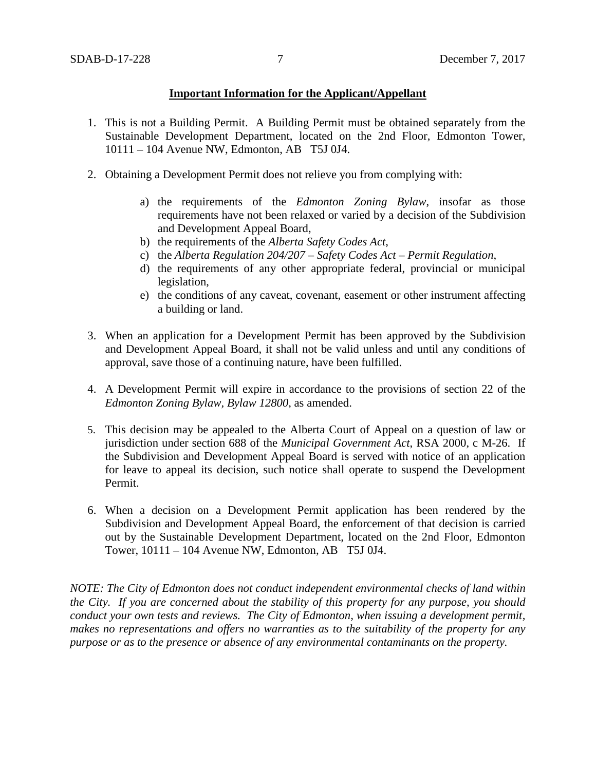**Important Information for the Applicant/Appellant**

1. This is not a Building Permit. A Building Permit must be obtained separately from the Sustainable Development Department, located on the 2nd Floor, Edmonton Tower, 10111 – 104 Avenue NW, Edmonton, AB T5J 0J4.

2. Obtaining a Development Permit does not relieve you from complying with:

   a) the requirements of the *Edmonton Zoning Bylaw*, insofar as those requirements have not been relaxed or varied by a decision of the Subdivision and Development Appeal Board,
   b) the requirements of the *Alberta Safety Codes Act*,
   c) the *Alberta Regulation 204/207 – Safety Codes Act – Permit Regulation*,
   d) the requirements of any other appropriate federal, provincial or municipal legislation,
   e) the conditions of any caveat, covenant, easement or other instrument affecting a building or land.

3. When an application for a Development Permit has been approved by the Subdivision and Development Appeal Board, it shall not be valid unless and until any conditions of approval, save those of a continuing nature, have been fulfilled.

4. A Development Permit will expire in accordance to the provisions of section 22 of the *Edmonton Zoning Bylaw, Bylaw 12800*, as amended.

5. This decision may be appealed to the Alberta Court of Appeal on a question of law or jurisdiction under section 688 of the *Municipal Government Act*, RSA 2000, c M-26. If the Subdivision and Development Appeal Board is served with notice of an application for leave to appeal its decision, such notice shall operate to suspend the Development Permit.

6. When a decision on a Development Permit application has been rendered by the Subdivision and Development Appeal Board, the enforcement of that decision is carried out by the Sustainable Development Department, located on the 2nd Floor, Edmonton Tower, 10111 – 104 Avenue NW, Edmonton, AB T5J 0J4.

*NOTE: The City of Edmonton does not conduct independent environmental checks of land within the City. If you are concerned about the stability of this property for any purpose, you should conduct your own tests and reviews. The City of Edmonton, when issuing a development permit, makes no representations and offers no warranties as to the suitability of the property for any purpose or as to the presence or absence of any environmental contaminants on the property.*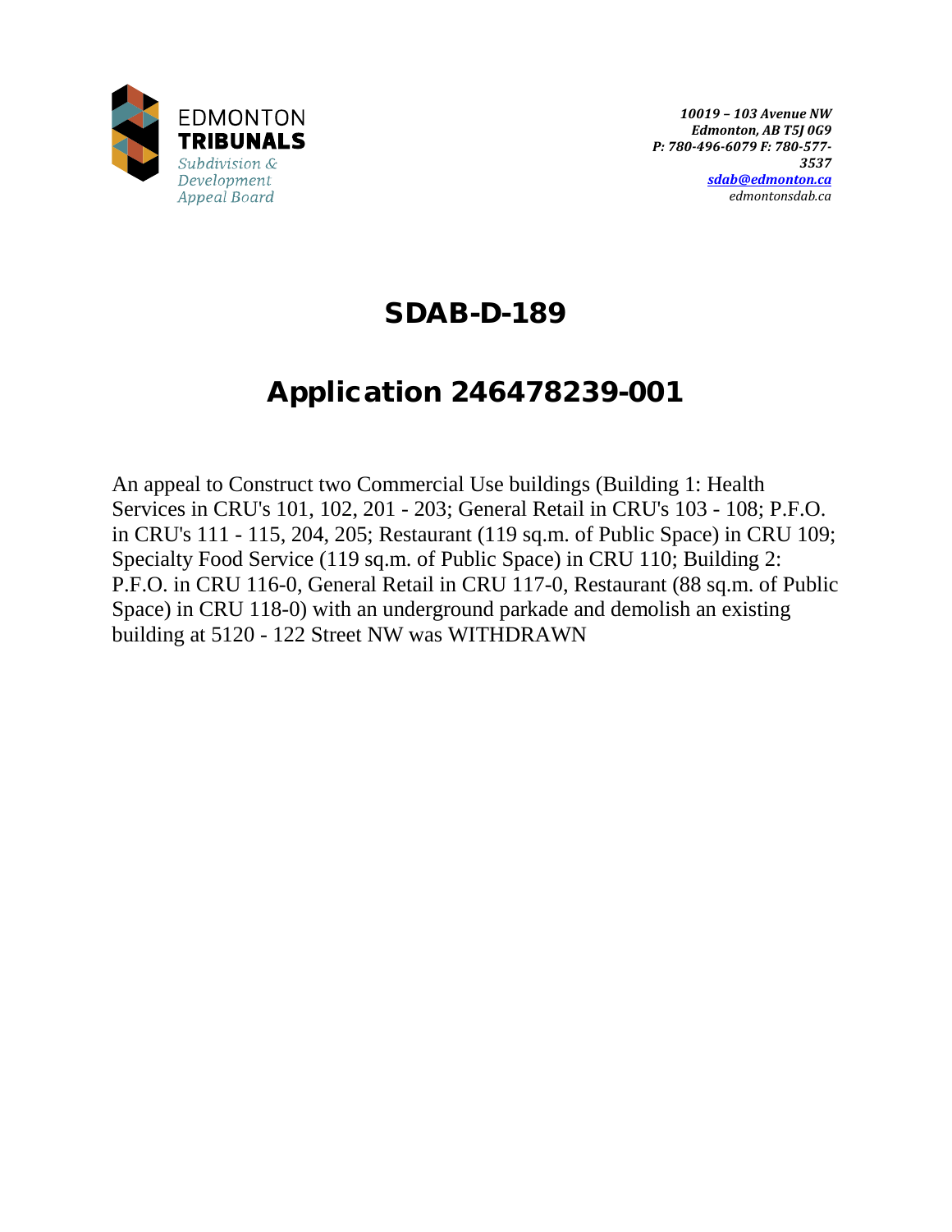EDMONTON
**TRIBUNALS**
*Subdivision & Development Appeal Board*

*10019 – 103 Avenue NW*
*Edmonton, AB T5J 0G9*
*P: 780-496-6079 F: 780-577-3537*
*sdab@edmonton.ca*
*edmontonsdab.ca*

# SDAB-D-189

# Application 246478239-001

An appeal to Construct two Commercial Use buildings (Building 1: Health Services in CRU's 101, 102, 201 - 203; General Retail in CRU's 103 - 108; P.F.O. in CRU's 111 - 115, 204, 205; Restaurant (119 sq.m. of Public Space) in CRU 109; Specialty Food Service (119 sq.m. of Public Space) in CRU 110; Building 2: P.F.O. in CRU 116-0, General Retail in CRU 117-0, Restaurant (88 sq.m. of Public Space) in CRU 118-0) with an underground parkade and demolish an existing building at 5120 - 122 Street NW was WITHDRAWN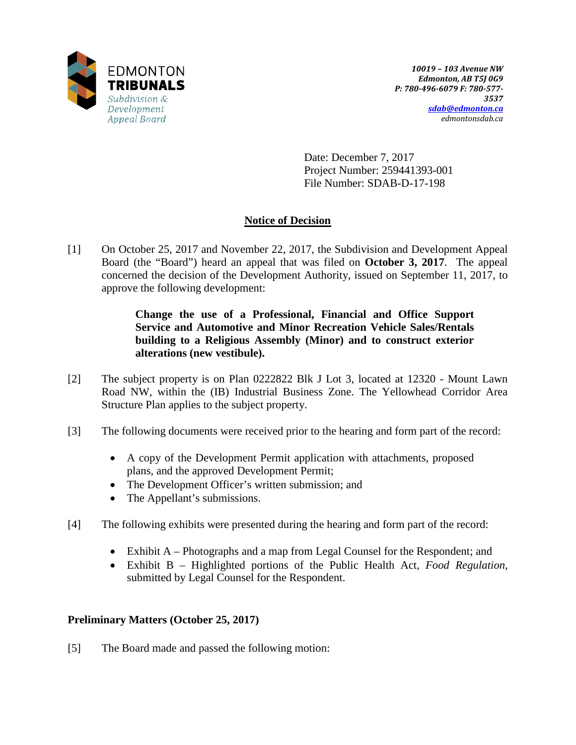EDMONTON
**TRIBUNALS**
*Subdivision & Development Appeal Board*

*10019 – 103 Avenue NW*
*Edmonton, AB T5J 0G9*
*P: 780-496-6079 F: 780-577-3537*
*sdab@edmonton.ca*
*edmontonsdab.ca*

Date: December 7, 2017
Project Number: 259441393-001
File Number: SDAB-D-17-198

## Notice of Decision

[1] On October 25, 2017 and November 22, 2017, the Subdivision and Development Appeal Board (the "Board") heard an appeal that was filed on **October 3, 2017**. The appeal concerned the decision of the Development Authority, issued on September 11, 2017, to approve the following development:

> **Change the use of a Professional, Financial and Office Support Service and Automotive and Minor Recreation Vehicle Sales/Rentals building to a Religious Assembly (Minor) and to construct exterior alterations (new vestibule).**

[2] The subject property is on Plan 0222822 Blk J Lot 3, located at 12320 - Mount Lawn Road NW, within the (IB) Industrial Business Zone. The Yellowhead Corridor Area Structure Plan applies to the subject property.

[3] The following documents were received prior to the hearing and form part of the record:

- A copy of the Development Permit application with attachments, proposed plans, and the approved Development Permit;
- The Development Officer's written submission; and
- The Appellant's submissions.

[4] The following exhibits were presented during the hearing and form part of the record:

- Exhibit A – Photographs and a map from Legal Counsel for the Respondent; and
- Exhibit B – Highlighted portions of the Public Health Act, *Food Regulation*, submitted by Legal Counsel for the Respondent.

### Preliminary Matters (October 25, 2017)

[5] The Board made and passed the following motion: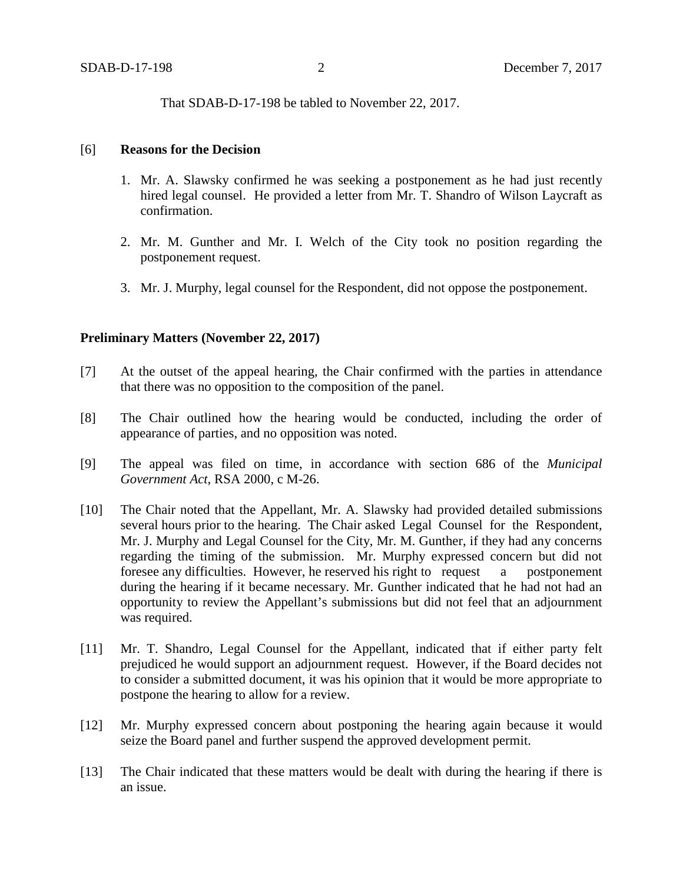That SDAB-D-17-198 be tabled to November 22, 2017.

[6] **Reasons for the Decision**

1. Mr. A. Slawsky confirmed he was seeking a postponement as he had just recently hired legal counsel. He provided a letter from Mr. T. Shandro of Wilson Laycraft as confirmation.

2. Mr. M. Gunther and Mr. I. Welch of the City took no position regarding the postponement request.

3. Mr. J. Murphy, legal counsel for the Respondent, did not oppose the postponement.

**Preliminary Matters (November 22, 2017)**

[7] At the outset of the appeal hearing, the Chair confirmed with the parties in attendance that there was no opposition to the composition of the panel.

[8] The Chair outlined how the hearing would be conducted, including the order of appearance of parties, and no opposition was noted.

[9] The appeal was filed on time, in accordance with section 686 of the *Municipal Government Act*, RSA 2000, c M-26.

[10] The Chair noted that the Appellant, Mr. A. Slawsky had provided detailed submissions several hours prior to the hearing. The Chair asked Legal Counsel for the Respondent, Mr. J. Murphy and Legal Counsel for the City, Mr. M. Gunther, if they had any concerns regarding the timing of the submission. Mr. Murphy expressed concern but did not foresee any difficulties. However, he reserved his right to request a postponement during the hearing if it became necessary. Mr. Gunther indicated that he had not had an opportunity to review the Appellant's submissions but did not feel that an adjournment was required.

[11] Mr. T. Shandro, Legal Counsel for the Appellant, indicated that if either party felt prejudiced he would support an adjournment request. However, if the Board decides not to consider a submitted document, it was his opinion that it would be more appropriate to postpone the hearing to allow for a review.

[12] Mr. Murphy expressed concern about postponing the hearing again because it would seize the Board panel and further suspend the approved development permit.

[13] The Chair indicated that these matters would be dealt with during the hearing if there is an issue.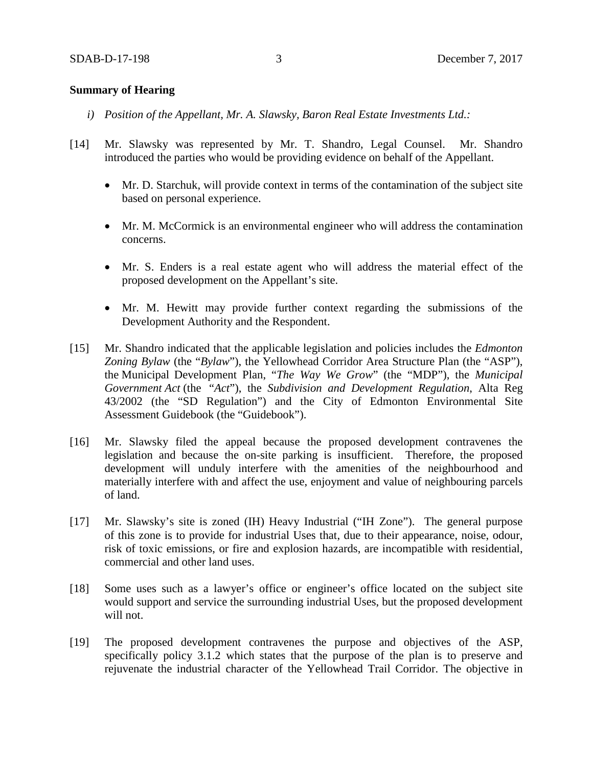**Summary of Hearing**

*i) Position of the Appellant, Mr. A. Slawsky, Baron Real Estate Investments Ltd.:*

[14] Mr. Slawsky was represented by Mr. T. Shandro, Legal Counsel. Mr. Shandro introduced the parties who would be providing evidence on behalf of the Appellant.

- Mr. D. Starchuk, will provide context in terms of the contamination of the subject site based on personal experience.
- Mr. M. McCormick is an environmental engineer who will address the contamination concerns.
- Mr. S. Enders is a real estate agent who will address the material effect of the proposed development on the Appellant's site.
- Mr. M. Hewitt may provide further context regarding the submissions of the Development Authority and the Respondent.

[15] Mr. Shandro indicated that the applicable legislation and policies includes the *Edmonton Zoning Bylaw* (the "*Bylaw*"), the Yellowhead Corridor Area Structure Plan (the "ASP"), the Municipal Development Plan, "*The Way We Grow*" (the "MDP"), the *Municipal Government Act* (the "*Act*"), the *Subdivision and Development Regulation*, Alta Reg 43/2002 (the "SD Regulation") and the City of Edmonton Environmental Site Assessment Guidebook (the "Guidebook").

[16] Mr. Slawsky filed the appeal because the proposed development contravenes the legislation and because the on-site parking is insufficient. Therefore, the proposed development will unduly interfere with the amenities of the neighbourhood and materially interfere with and affect the use, enjoyment and value of neighbouring parcels of land.

[17] Mr. Slawsky's site is zoned (IH) Heavy Industrial ("IH Zone"). The general purpose of this zone is to provide for industrial Uses that, due to their appearance, noise, odour, risk of toxic emissions, or fire and explosion hazards, are incompatible with residential, commercial and other land uses.

[18] Some uses such as a lawyer's office or engineer's office located on the subject site would support and service the surrounding industrial Uses, but the proposed development will not.

[19] The proposed development contravenes the purpose and objectives of the ASP, specifically policy 3.1.2 which states that the purpose of the plan is to preserve and rejuvenate the industrial character of the Yellowhead Trail Corridor. The objective in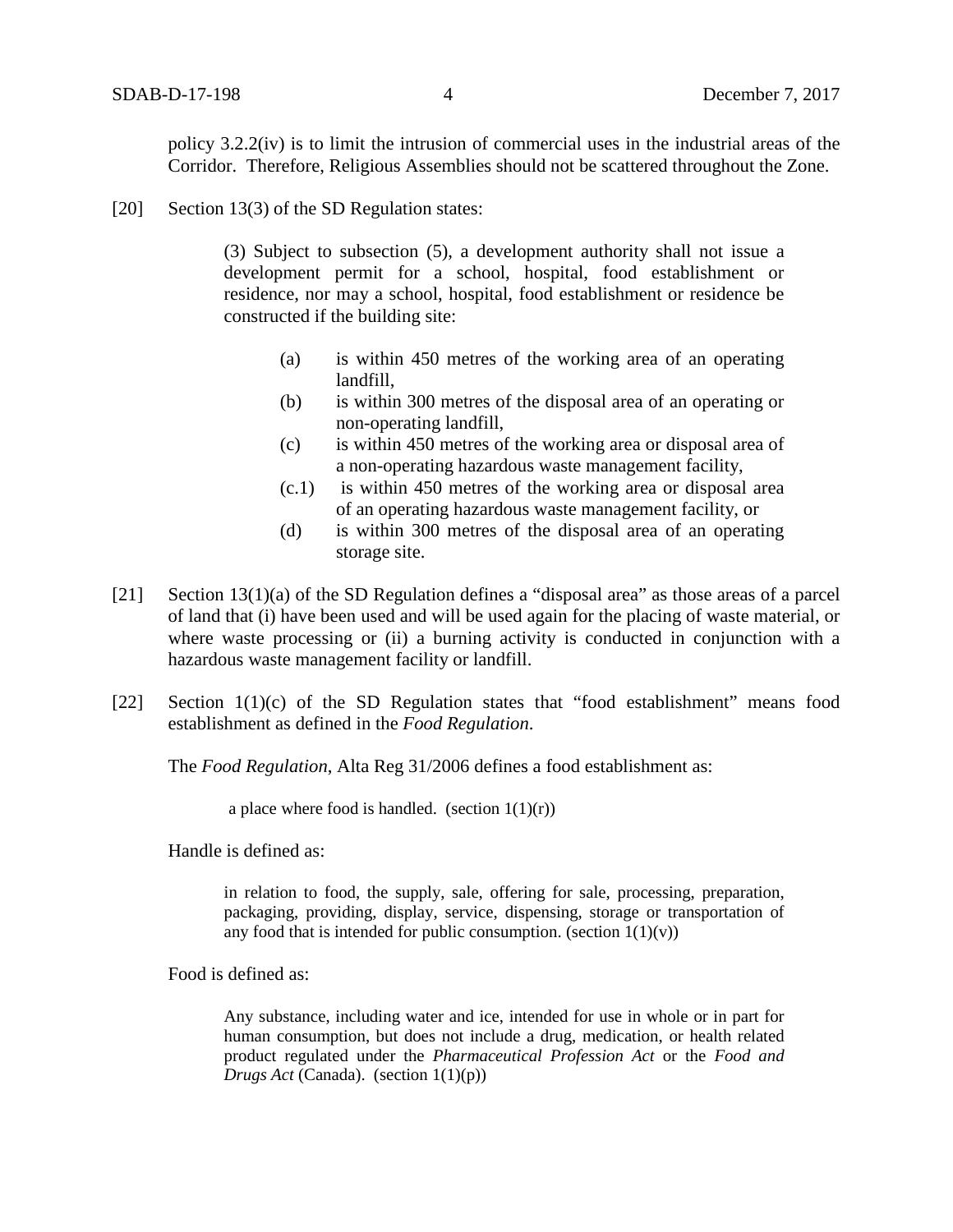policy 3.2.2(iv) is to limit the intrusion of commercial uses in the industrial areas of the Corridor. Therefore, Religious Assemblies should not be scattered throughout the Zone.

[20] Section 13(3) of the SD Regulation states:

> (3) Subject to subsection (5), a development authority shall not issue a development permit for a school, hospital, food establishment or residence, nor may a school, hospital, food establishment or residence be constructed if the building site:
>
> (a) is within 450 metres of the working area of an operating landfill,
> (b) is within 300 metres of the disposal area of an operating or non-operating landfill,
> (c) is within 450 metres of the working area or disposal area of a non-operating hazardous waste management facility,
> (c.1) is within 450 metres of the working area or disposal area of an operating hazardous waste management facility, or
> (d) is within 300 metres of the disposal area of an operating storage site.

[21] Section 13(1)(a) of the SD Regulation defines a "disposal area" as those areas of a parcel of land that (i) have been used and will be used again for the placing of waste material, or where waste processing or (ii) a burning activity is conducted in conjunction with a hazardous waste management facility or landfill.

[22] Section 1(1)(c) of the SD Regulation states that "food establishment" means food establishment as defined in the *Food Regulation*.

The *Food Regulation*, Alta Reg 31/2006 defines a food establishment as:

> a place where food is handled. (section 1(1)(r))

Handle is defined as:

> in relation to food, the supply, sale, offering for sale, processing, preparation, packaging, providing, display, service, dispensing, storage or transportation of any food that is intended for public consumption. (section 1(1)(v))

Food is defined as:

> Any substance, including water and ice, intended for use in whole or in part for human consumption, but does not include a drug, medication, or health related product regulated under the *Pharmaceutical Profession Act* or the *Food and Drugs Act* (Canada). (section 1(1)(p))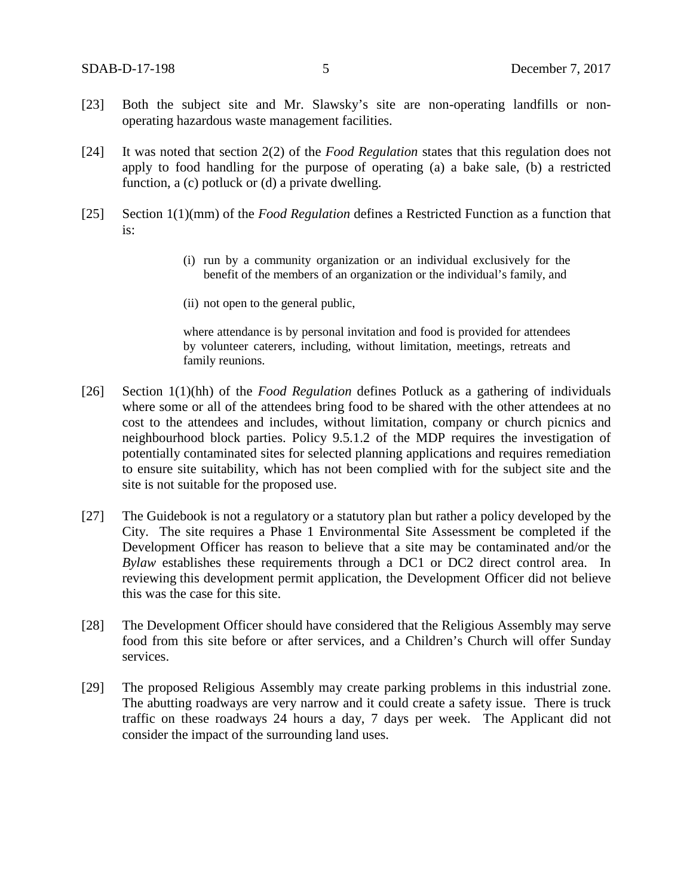[23] Both the subject site and Mr. Slawsky's site are non-operating landfills or non-operating hazardous waste management facilities.

[24] It was noted that section 2(2) of the *Food Regulation* states that this regulation does not apply to food handling for the purpose of operating (a) a bake sale, (b) a restricted function, a (c) potluck or (d) a private dwelling.

[25] Section 1(1)(mm) of the *Food Regulation* defines a Restricted Function as a function that is:

> (i) run by a community organization or an individual exclusively for the benefit of the members of an organization or the individual's family, and
>
> (ii) not open to the general public,
>
> where attendance is by personal invitation and food is provided for attendees by volunteer caterers, including, without limitation, meetings, retreats and family reunions.

[26] Section 1(1)(hh) of the *Food Regulation* defines Potluck as a gathering of individuals where some or all of the attendees bring food to be shared with the other attendees at no cost to the attendees and includes, without limitation, company or church picnics and neighbourhood block parties. Policy 9.5.1.2 of the MDP requires the investigation of potentially contaminated sites for selected planning applications and requires remediation to ensure site suitability, which has not been complied with for the subject site and the site is not suitable for the proposed use.

[27] The Guidebook is not a regulatory or a statutory plan but rather a policy developed by the City. The site requires a Phase 1 Environmental Site Assessment be completed if the Development Officer has reason to believe that a site may be contaminated and/or the *Bylaw* establishes these requirements through a DC1 or DC2 direct control area. In reviewing this development permit application, the Development Officer did not believe this was the case for this site.

[28] The Development Officer should have considered that the Religious Assembly may serve food from this site before or after services, and a Children's Church will offer Sunday services.

[29] The proposed Religious Assembly may create parking problems in this industrial zone. The abutting roadways are very narrow and it could create a safety issue. There is truck traffic on these roadways 24 hours a day, 7 days per week. The Applicant did not consider the impact of the surrounding land uses.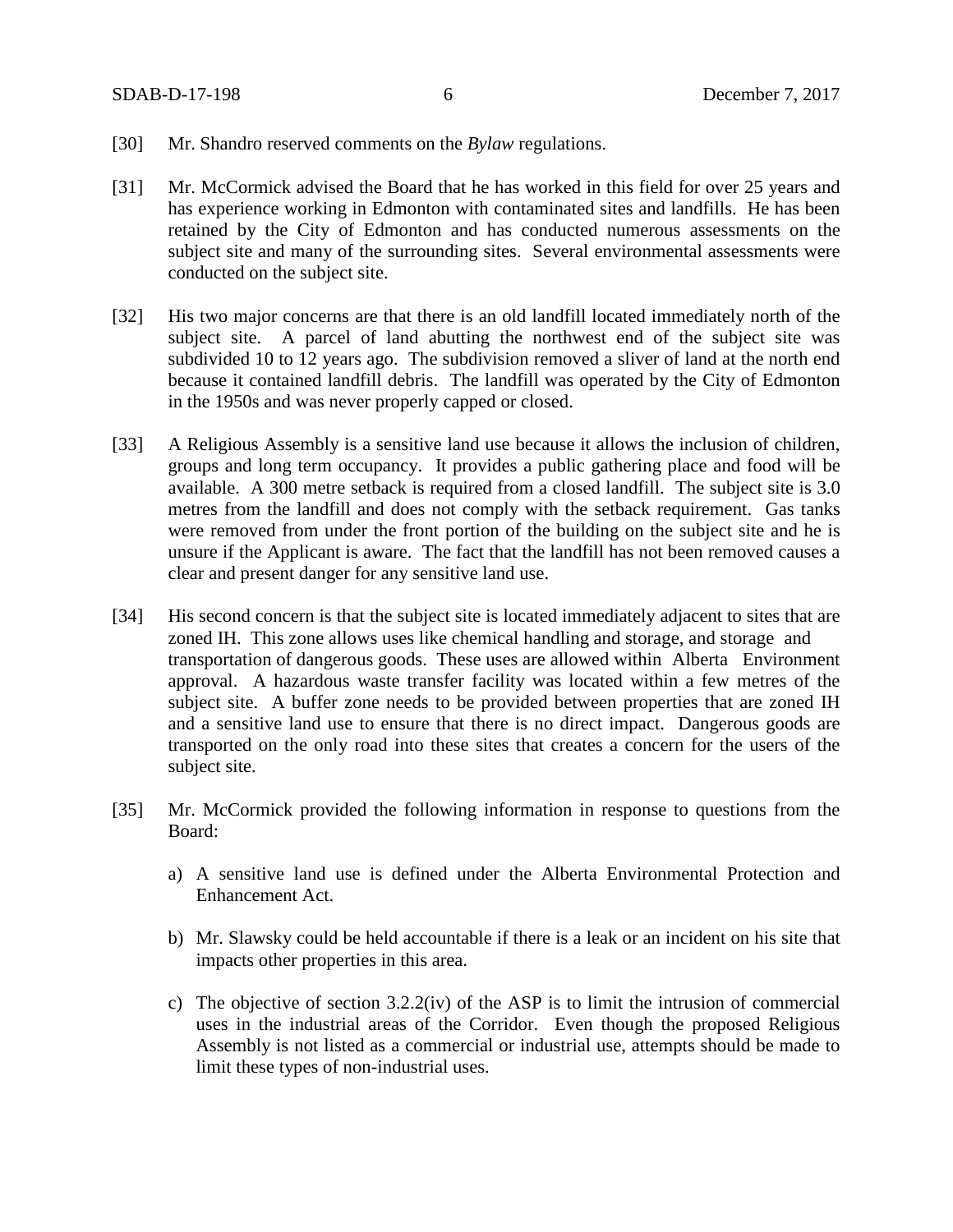[30] Mr. Shandro reserved comments on the *Bylaw* regulations.

[31] Mr. McCormick advised the Board that he has worked in this field for over 25 years and has experience working in Edmonton with contaminated sites and landfills. He has been retained by the City of Edmonton and has conducted numerous assessments on the subject site and many of the surrounding sites. Several environmental assessments were conducted on the subject site.

[32] His two major concerns are that there is an old landfill located immediately north of the subject site. A parcel of land abutting the northwest end of the subject site was subdivided 10 to 12 years ago. The subdivision removed a sliver of land at the north end because it contained landfill debris. The landfill was operated by the City of Edmonton in the 1950s and was never properly capped or closed.

[33] A Religious Assembly is a sensitive land use because it allows the inclusion of children, groups and long term occupancy. It provides a public gathering place and food will be available. A 300 metre setback is required from a closed landfill. The subject site is 3.0 metres from the landfill and does not comply with the setback requirement. Gas tanks were removed from under the front portion of the building on the subject site and he is unsure if the Applicant is aware. The fact that the landfill has not been removed causes a clear and present danger for any sensitive land use.

[34] His second concern is that the subject site is located immediately adjacent to sites that are zoned IH. This zone allows uses like chemical handling and storage, and storage and transportation of dangerous goods. These uses are allowed within Alberta Environment approval. A hazardous waste transfer facility was located within a few metres of the subject site. A buffer zone needs to be provided between properties that are zoned IH and a sensitive land use to ensure that there is no direct impact. Dangerous goods are transported on the only road into these sites that creates a concern for the users of the subject site.

[35] Mr. McCormick provided the following information in response to questions from the Board:

a) A sensitive land use is defined under the Alberta Environmental Protection and Enhancement Act.

b) Mr. Slawsky could be held accountable if there is a leak or an incident on his site that impacts other properties in this area.

c) The objective of section 3.2.2(iv) of the ASP is to limit the intrusion of commercial uses in the industrial areas of the Corridor. Even though the proposed Religious Assembly is not listed as a commercial or industrial use, attempts should be made to limit these types of non-industrial uses.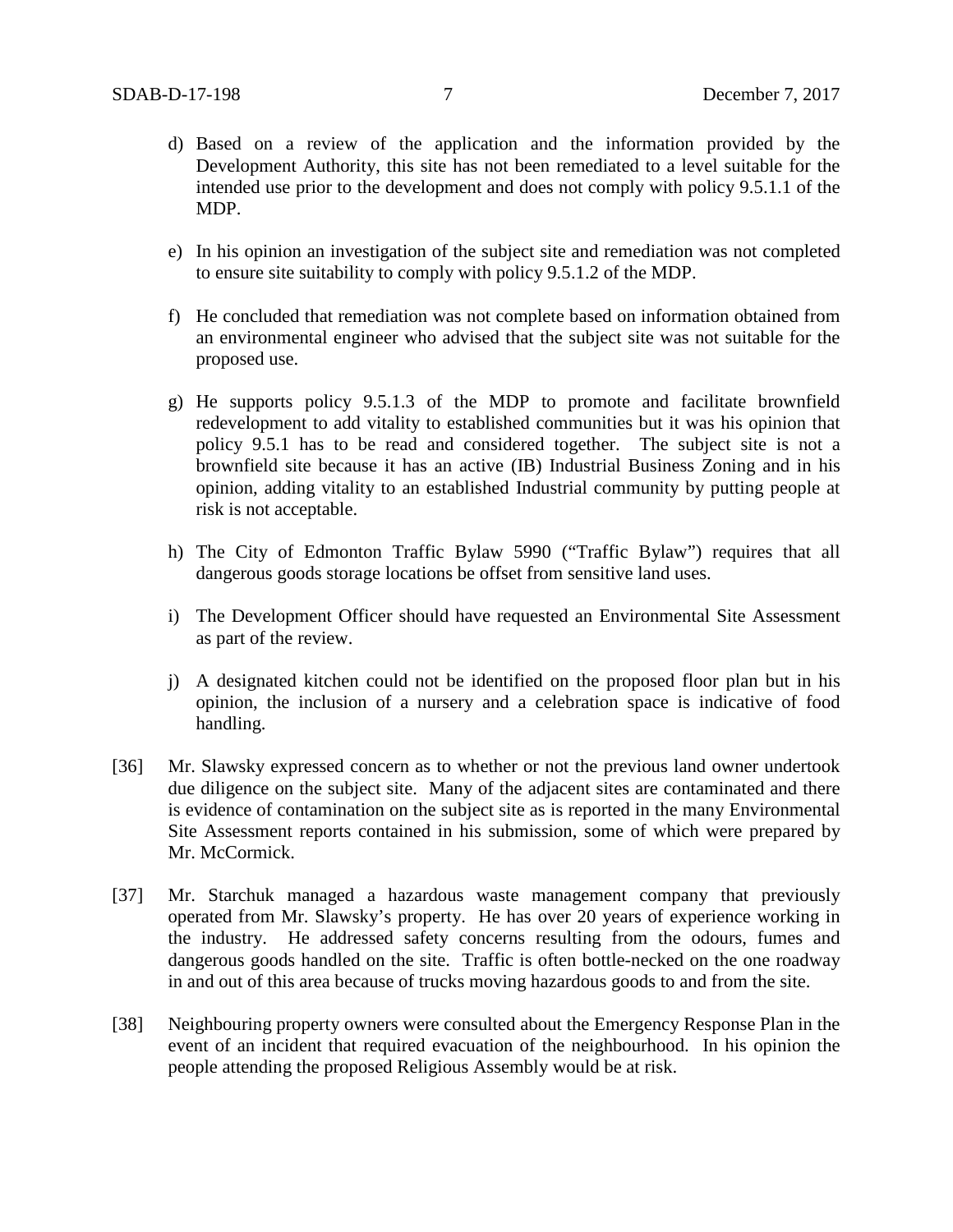d) Based on a review of the application and the information provided by the Development Authority, this site has not been remediated to a level suitable for the intended use prior to the development and does not comply with policy 9.5.1.1 of the MDP.

e) In his opinion an investigation of the subject site and remediation was not completed to ensure site suitability to comply with policy 9.5.1.2 of the MDP.

f) He concluded that remediation was not complete based on information obtained from an environmental engineer who advised that the subject site was not suitable for the proposed use.

g) He supports policy 9.5.1.3 of the MDP to promote and facilitate brownfield redevelopment to add vitality to established communities but it was his opinion that policy 9.5.1 has to be read and considered together. The subject site is not a brownfield site because it has an active (IB) Industrial Business Zoning and in his opinion, adding vitality to an established Industrial community by putting people at risk is not acceptable.

h) The City of Edmonton Traffic Bylaw 5990 ("Traffic Bylaw") requires that all dangerous goods storage locations be offset from sensitive land uses.

i) The Development Officer should have requested an Environmental Site Assessment as part of the review.

j) A designated kitchen could not be identified on the proposed floor plan but in his opinion, the inclusion of a nursery and a celebration space is indicative of food handling.

[36] Mr. Slawsky expressed concern as to whether or not the previous land owner undertook due diligence on the subject site. Many of the adjacent sites are contaminated and there is evidence of contamination on the subject site as is reported in the many Environmental Site Assessment reports contained in his submission, some of which were prepared by Mr. McCormick.

[37] Mr. Starchuk managed a hazardous waste management company that previously operated from Mr. Slawsky's property. He has over 20 years of experience working in the industry. He addressed safety concerns resulting from the odours, fumes and dangerous goods handled on the site. Traffic is often bottle-necked on the one roadway in and out of this area because of trucks moving hazardous goods to and from the site.

[38] Neighbouring property owners were consulted about the Emergency Response Plan in the event of an incident that required evacuation of the neighbourhood. In his opinion the people attending the proposed Religious Assembly would be at risk.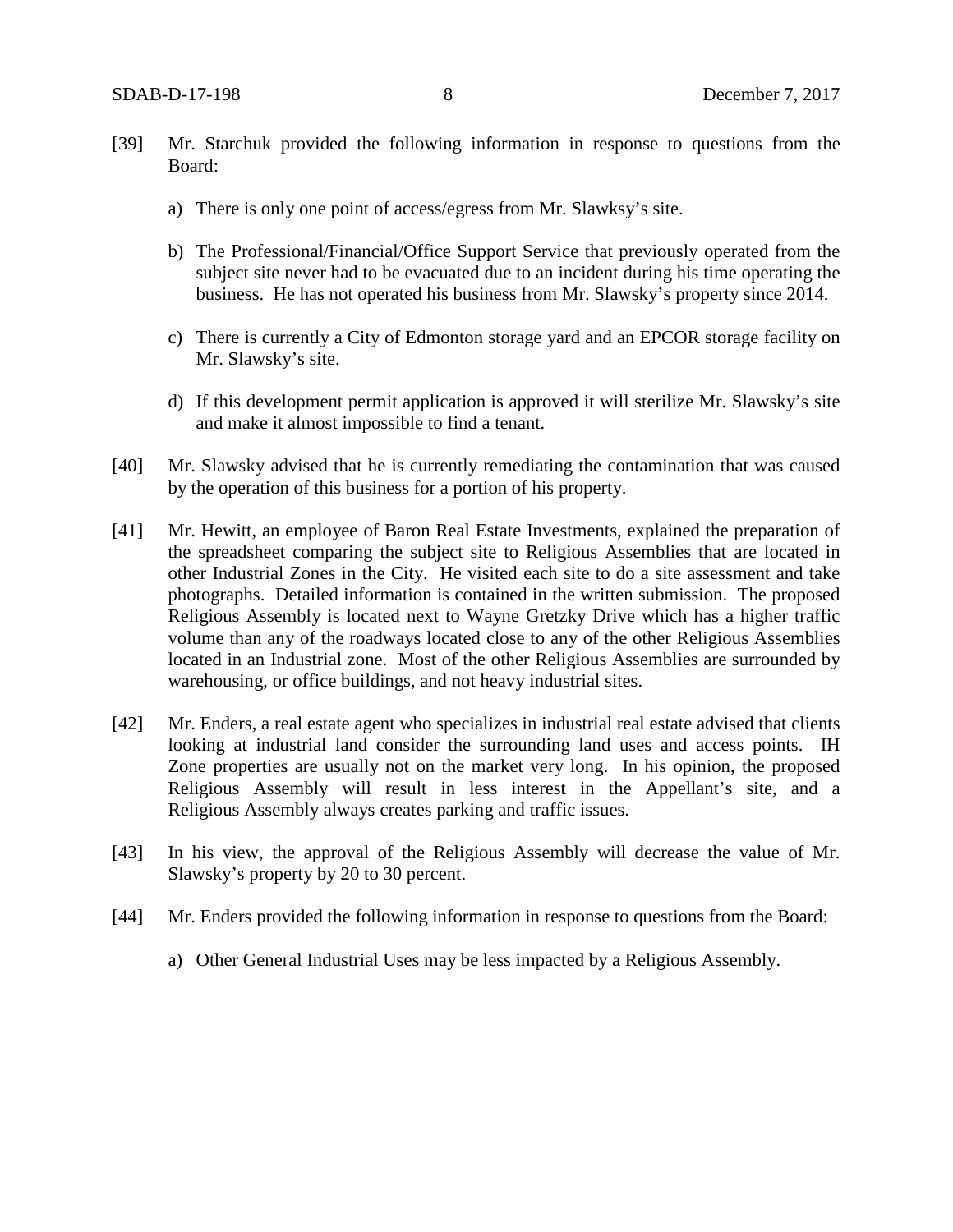[39] Mr. Starchuk provided the following information in response to questions from the Board:

a) There is only one point of access/egress from Mr. Slawksy's site.

b) The Professional/Financial/Office Support Service that previously operated from the subject site never had to be evacuated due to an incident during his time operating the business. He has not operated his business from Mr. Slawsky's property since 2014.

c) There is currently a City of Edmonton storage yard and an EPCOR storage facility on Mr. Slawsky's site.

d) If this development permit application is approved it will sterilize Mr. Slawsky's site and make it almost impossible to find a tenant.

[40] Mr. Slawsky advised that he is currently remediating the contamination that was caused by the operation of this business for a portion of his property.

[41] Mr. Hewitt, an employee of Baron Real Estate Investments, explained the preparation of the spreadsheet comparing the subject site to Religious Assemblies that are located in other Industrial Zones in the City. He visited each site to do a site assessment and take photographs. Detailed information is contained in the written submission. The proposed Religious Assembly is located next to Wayne Gretzky Drive which has a higher traffic volume than any of the roadways located close to any of the other Religious Assemblies located in an Industrial zone. Most of the other Religious Assemblies are surrounded by warehousing, or office buildings, and not heavy industrial sites.

[42] Mr. Enders, a real estate agent who specializes in industrial real estate advised that clients looking at industrial land consider the surrounding land uses and access points. IH Zone properties are usually not on the market very long. In his opinion, the proposed Religious Assembly will result in less interest in the Appellant's site, and a Religious Assembly always creates parking and traffic issues.

[43] In his view, the approval of the Religious Assembly will decrease the value of Mr. Slawsky's property by 20 to 30 percent.

[44] Mr. Enders provided the following information in response to questions from the Board:

a) Other General Industrial Uses may be less impacted by a Religious Assembly.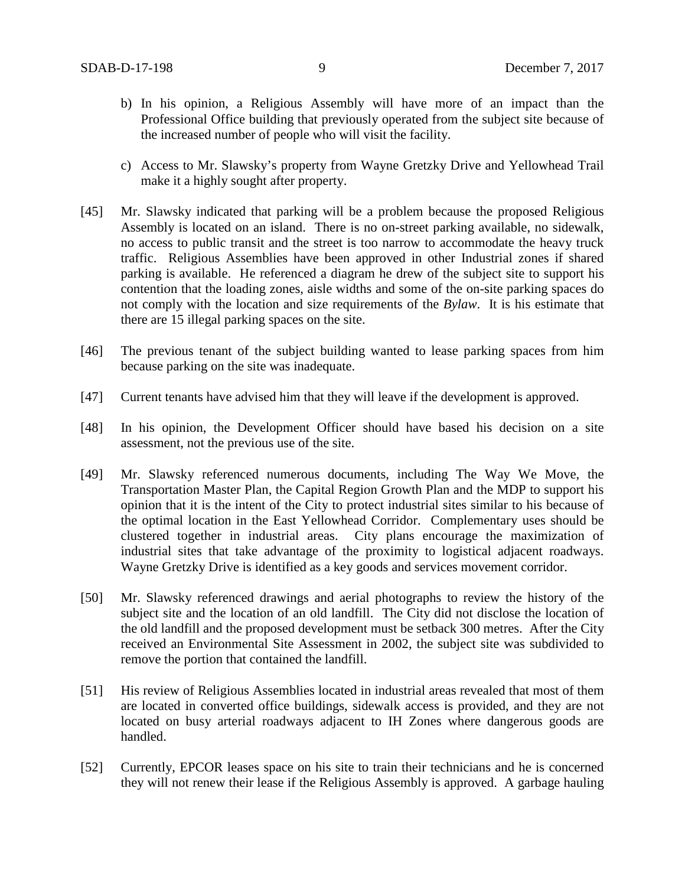b) In his opinion, a Religious Assembly will have more of an impact than the Professional Office building that previously operated from the subject site because of the increased number of people who will visit the facility.

c) Access to Mr. Slawsky's property from Wayne Gretzky Drive and Yellowhead Trail make it a highly sought after property.

[45] Mr. Slawsky indicated that parking will be a problem because the proposed Religious Assembly is located on an island. There is no on-street parking available, no sidewalk, no access to public transit and the street is too narrow to accommodate the heavy truck traffic. Religious Assemblies have been approved in other Industrial zones if shared parking is available. He referenced a diagram he drew of the subject site to support his contention that the loading zones, aisle widths and some of the on-site parking spaces do not comply with the location and size requirements of the *Bylaw*. It is his estimate that there are 15 illegal parking spaces on the site.

[46] The previous tenant of the subject building wanted to lease parking spaces from him because parking on the site was inadequate.

[47] Current tenants have advised him that they will leave if the development is approved.

[48] In his opinion, the Development Officer should have based his decision on a site assessment, not the previous use of the site.

[49] Mr. Slawsky referenced numerous documents, including The Way We Move, the Transportation Master Plan, the Capital Region Growth Plan and the MDP to support his opinion that it is the intent of the City to protect industrial sites similar to his because of the optimal location in the East Yellowhead Corridor. Complementary uses should be clustered together in industrial areas. City plans encourage the maximization of industrial sites that take advantage of the proximity to logistical adjacent roadways. Wayne Gretzky Drive is identified as a key goods and services movement corridor.

[50] Mr. Slawsky referenced drawings and aerial photographs to review the history of the subject site and the location of an old landfill. The City did not disclose the location of the old landfill and the proposed development must be setback 300 metres. After the City received an Environmental Site Assessment in 2002, the subject site was subdivided to remove the portion that contained the landfill.

[51] His review of Religious Assemblies located in industrial areas revealed that most of them are located in converted office buildings, sidewalk access is provided, and they are not located on busy arterial roadways adjacent to IH Zones where dangerous goods are handled.

[52] Currently, EPCOR leases space on his site to train their technicians and he is concerned they will not renew their lease if the Religious Assembly is approved. A garbage hauling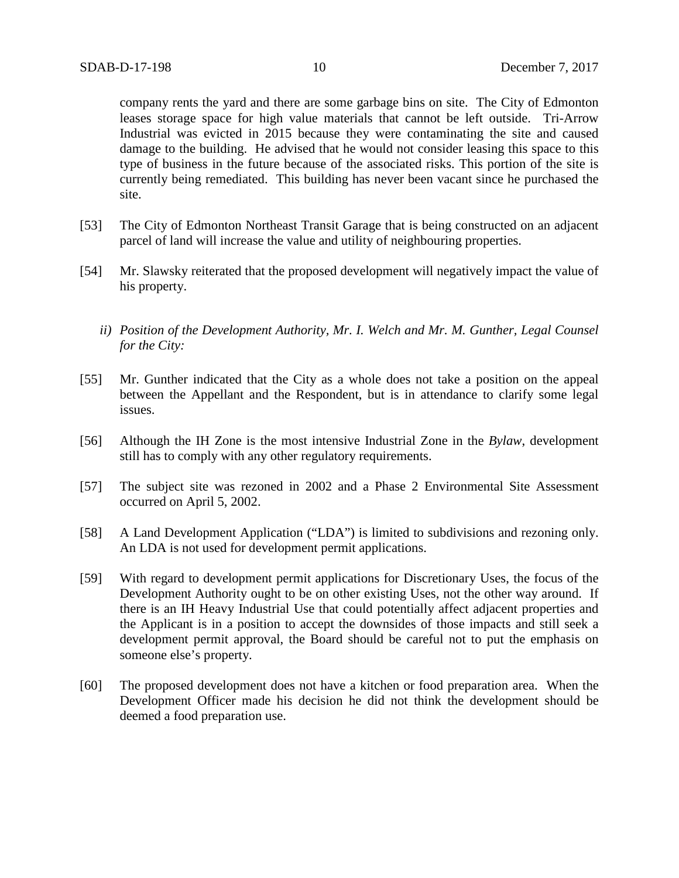company rents the yard and there are some garbage bins on site. The City of Edmonton leases storage space for high value materials that cannot be left outside. Tri-Arrow Industrial was evicted in 2015 because they were contaminating the site and caused damage to the building. He advised that he would not consider leasing this space to this type of business in the future because of the associated risks. This portion of the site is currently being remediated. This building has never been vacant since he purchased the site.

[53] The City of Edmonton Northeast Transit Garage that is being constructed on an adjacent parcel of land will increase the value and utility of neighbouring properties.

[54] Mr. Slawsky reiterated that the proposed development will negatively impact the value of his property.

*ii) Position of the Development Authority, Mr. I. Welch and Mr. M. Gunther, Legal Counsel for the City:*

[55] Mr. Gunther indicated that the City as a whole does not take a position on the appeal between the Appellant and the Respondent, but is in attendance to clarify some legal issues.

[56] Although the IH Zone is the most intensive Industrial Zone in the *Bylaw*, development still has to comply with any other regulatory requirements.

[57] The subject site was rezoned in 2002 and a Phase 2 Environmental Site Assessment occurred on April 5, 2002.

[58] A Land Development Application ("LDA") is limited to subdivisions and rezoning only. An LDA is not used for development permit applications.

[59] With regard to development permit applications for Discretionary Uses, the focus of the Development Authority ought to be on other existing Uses, not the other way around. If there is an IH Heavy Industrial Use that could potentially affect adjacent properties and the Applicant is in a position to accept the downsides of those impacts and still seek a development permit approval, the Board should be careful not to put the emphasis on someone else's property.

[60] The proposed development does not have a kitchen or food preparation area. When the Development Officer made his decision he did not think the development should be deemed a food preparation use.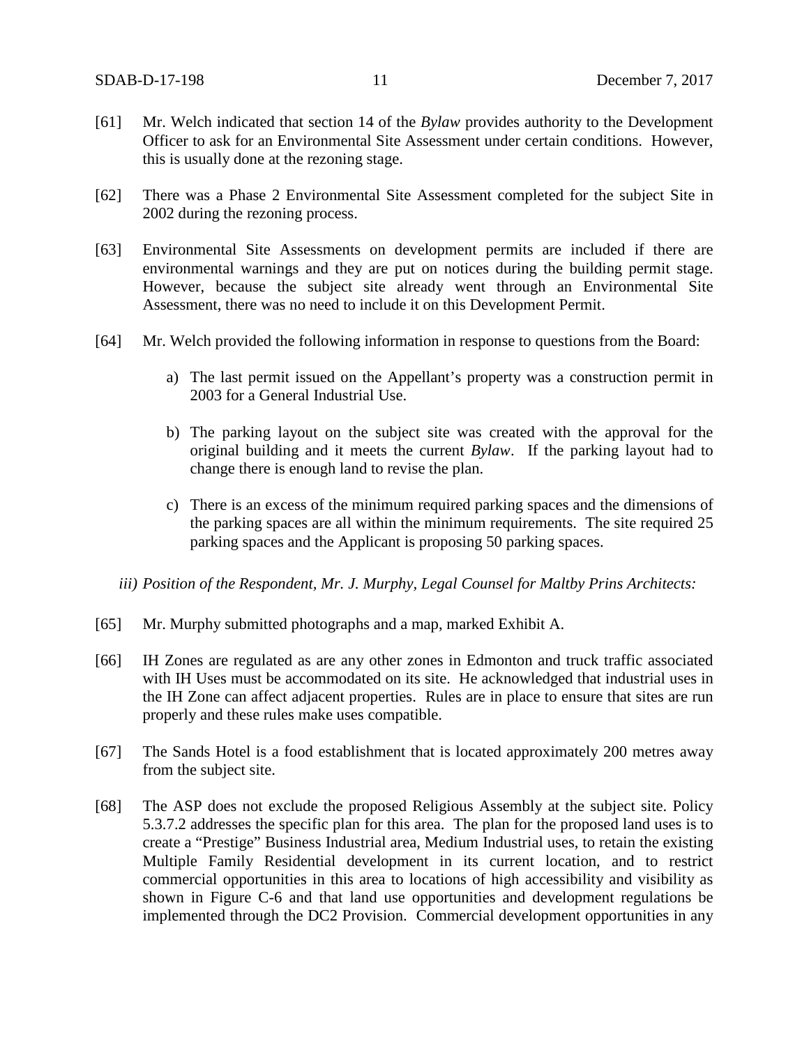[61] Mr. Welch indicated that section 14 of the *Bylaw* provides authority to the Development Officer to ask for an Environmental Site Assessment under certain conditions. However, this is usually done at the rezoning stage.

[62] There was a Phase 2 Environmental Site Assessment completed for the subject Site in 2002 during the rezoning process.

[63] Environmental Site Assessments on development permits are included if there are environmental warnings and they are put on notices during the building permit stage. However, because the subject site already went through an Environmental Site Assessment, there was no need to include it on this Development Permit.

[64] Mr. Welch provided the following information in response to questions from the Board:

a) The last permit issued on the Appellant's property was a construction permit in 2003 for a General Industrial Use.

b) The parking layout on the subject site was created with the approval for the original building and it meets the current *Bylaw*. If the parking layout had to change there is enough land to revise the plan.

c) There is an excess of the minimum required parking spaces and the dimensions of the parking spaces are all within the minimum requirements. The site required 25 parking spaces and the Applicant is proposing 50 parking spaces.

*iii) Position of the Respondent, Mr. J. Murphy, Legal Counsel for Maltby Prins Architects:*

[65] Mr. Murphy submitted photographs and a map, marked Exhibit A.

[66] IH Zones are regulated as are any other zones in Edmonton and truck traffic associated with IH Uses must be accommodated on its site. He acknowledged that industrial uses in the IH Zone can affect adjacent properties. Rules are in place to ensure that sites are run properly and these rules make uses compatible.

[67] The Sands Hotel is a food establishment that is located approximately 200 metres away from the subject site.

[68] The ASP does not exclude the proposed Religious Assembly at the subject site. Policy 5.3.7.2 addresses the specific plan for this area. The plan for the proposed land uses is to create a "Prestige" Business Industrial area, Medium Industrial uses, to retain the existing Multiple Family Residential development in its current location, and to restrict commercial opportunities in this area to locations of high accessibility and visibility as shown in Figure C-6 and that land use opportunities and development regulations be implemented through the DC2 Provision. Commercial development opportunities in any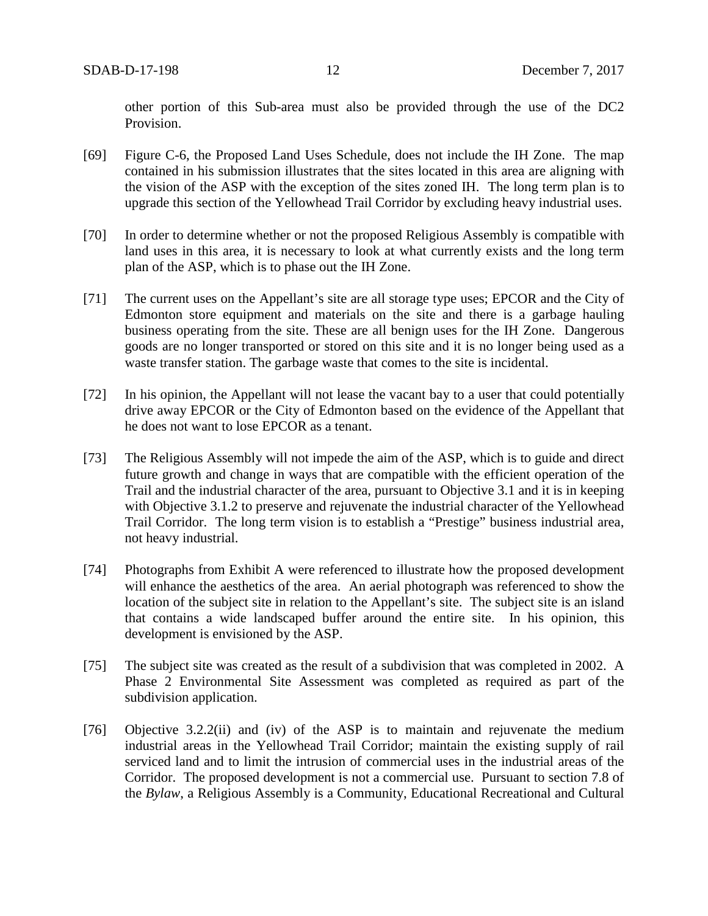other portion of this Sub-area must also be provided through the use of the DC2 Provision.

[69] Figure C-6, the Proposed Land Uses Schedule, does not include the IH Zone. The map contained in his submission illustrates that the sites located in this area are aligning with the vision of the ASP with the exception of the sites zoned IH. The long term plan is to upgrade this section of the Yellowhead Trail Corridor by excluding heavy industrial uses.

[70] In order to determine whether or not the proposed Religious Assembly is compatible with land uses in this area, it is necessary to look at what currently exists and the long term plan of the ASP, which is to phase out the IH Zone.

[71] The current uses on the Appellant's site are all storage type uses; EPCOR and the City of Edmonton store equipment and materials on the site and there is a garbage hauling business operating from the site. These are all benign uses for the IH Zone. Dangerous goods are no longer transported or stored on this site and it is no longer being used as a waste transfer station. The garbage waste that comes to the site is incidental.

[72] In his opinion, the Appellant will not lease the vacant bay to a user that could potentially drive away EPCOR or the City of Edmonton based on the evidence of the Appellant that he does not want to lose EPCOR as a tenant.

[73] The Religious Assembly will not impede the aim of the ASP, which is to guide and direct future growth and change in ways that are compatible with the efficient operation of the Trail and the industrial character of the area, pursuant to Objective 3.1 and it is in keeping with Objective 3.1.2 to preserve and rejuvenate the industrial character of the Yellowhead Trail Corridor. The long term vision is to establish a "Prestige" business industrial area, not heavy industrial.

[74] Photographs from Exhibit A were referenced to illustrate how the proposed development will enhance the aesthetics of the area. An aerial photograph was referenced to show the location of the subject site in relation to the Appellant's site. The subject site is an island that contains a wide landscaped buffer around the entire site. In his opinion, this development is envisioned by the ASP.

[75] The subject site was created as the result of a subdivision that was completed in 2002. A Phase 2 Environmental Site Assessment was completed as required as part of the subdivision application.

[76] Objective 3.2.2(ii) and (iv) of the ASP is to maintain and rejuvenate the medium industrial areas in the Yellowhead Trail Corridor; maintain the existing supply of rail serviced land and to limit the intrusion of commercial uses in the industrial areas of the Corridor. The proposed development is not a commercial use. Pursuant to section 7.8 of the *Bylaw*, a Religious Assembly is a Community, Educational Recreational and Cultural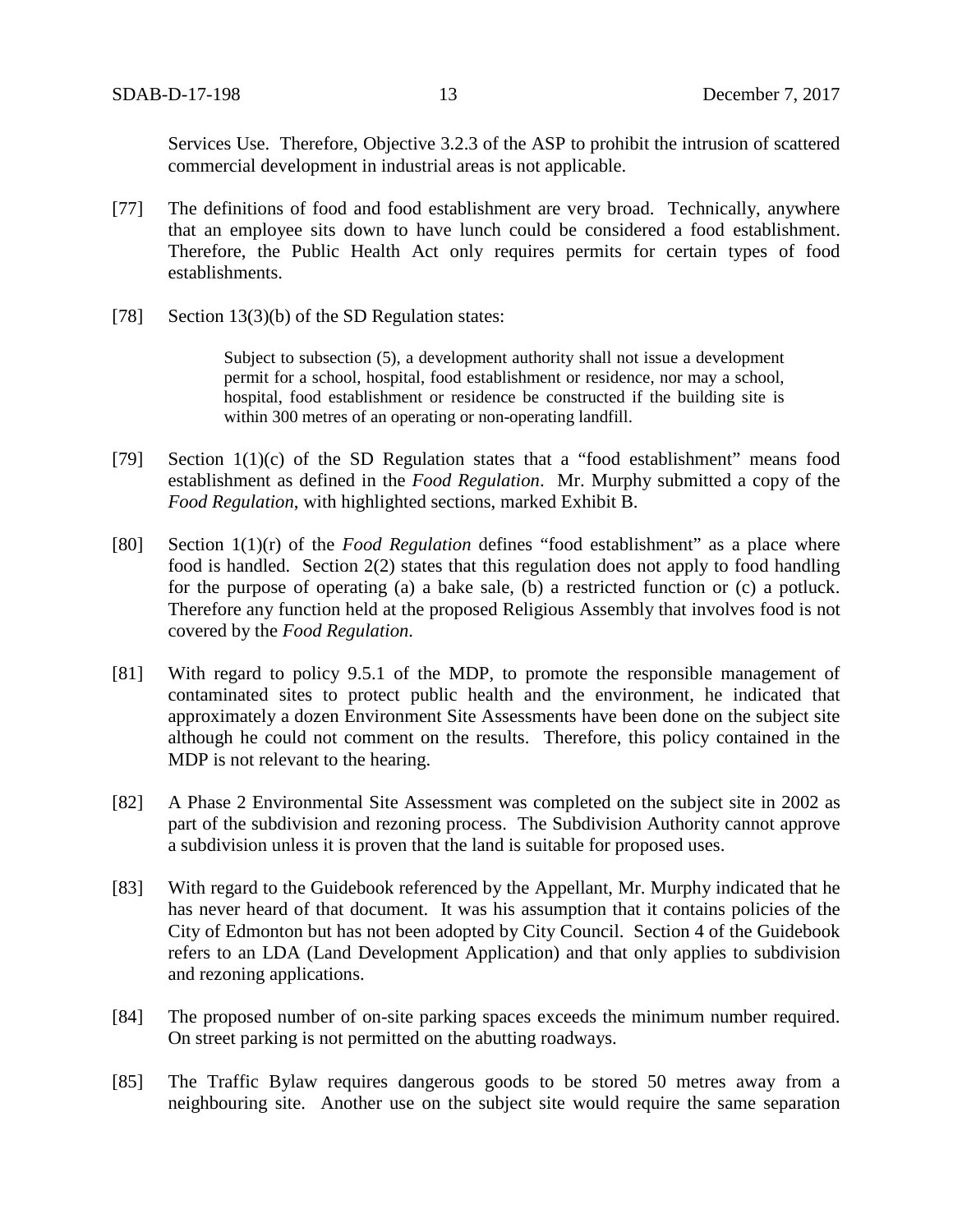Services Use. Therefore, Objective 3.2.3 of the ASP to prohibit the intrusion of scattered commercial development in industrial areas is not applicable.

[77] The definitions of food and food establishment are very broad. Technically, anywhere that an employee sits down to have lunch could be considered a food establishment. Therefore, the Public Health Act only requires permits for certain types of food establishments.

[78] Section 13(3)(b) of the SD Regulation states:

> Subject to subsection (5), a development authority shall not issue a development permit for a school, hospital, food establishment or residence, nor may a school, hospital, food establishment or residence be constructed if the building site is within 300 metres of an operating or non-operating landfill.

[79] Section 1(1)(c) of the SD Regulation states that a "food establishment" means food establishment as defined in the *Food Regulation*. Mr. Murphy submitted a copy of the *Food Regulation*, with highlighted sections, marked Exhibit B.

[80] Section 1(1)(r) of the *Food Regulation* defines "food establishment" as a place where food is handled. Section 2(2) states that this regulation does not apply to food handling for the purpose of operating (a) a bake sale, (b) a restricted function or (c) a potluck. Therefore any function held at the proposed Religious Assembly that involves food is not covered by the *Food Regulation*.

[81] With regard to policy 9.5.1 of the MDP, to promote the responsible management of contaminated sites to protect public health and the environment, he indicated that approximately a dozen Environment Site Assessments have been done on the subject site although he could not comment on the results. Therefore, this policy contained in the MDP is not relevant to the hearing.

[82] A Phase 2 Environmental Site Assessment was completed on the subject site in 2002 as part of the subdivision and rezoning process. The Subdivision Authority cannot approve a subdivision unless it is proven that the land is suitable for proposed uses.

[83] With regard to the Guidebook referenced by the Appellant, Mr. Murphy indicated that he has never heard of that document. It was his assumption that it contains policies of the City of Edmonton but has not been adopted by City Council. Section 4 of the Guidebook refers to an LDA (Land Development Application) and that only applies to subdivision and rezoning applications.

[84] The proposed number of on-site parking spaces exceeds the minimum number required. On street parking is not permitted on the abutting roadways.

[85] The Traffic Bylaw requires dangerous goods to be stored 50 metres away from a neighbouring site. Another use on the subject site would require the same separation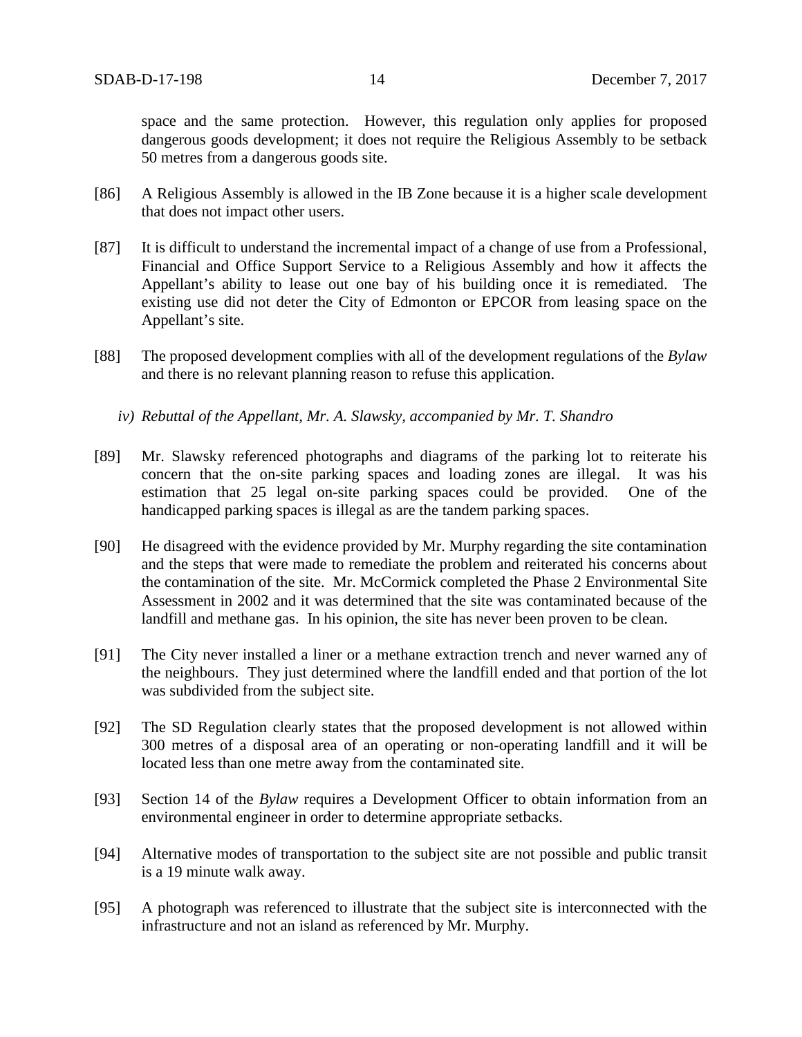space and the same protection. However, this regulation only applies for proposed dangerous goods development; it does not require the Religious Assembly to be setback 50 metres from a dangerous goods site.

[86] A Religious Assembly is allowed in the IB Zone because it is a higher scale development that does not impact other users.

[87] It is difficult to understand the incremental impact of a change of use from a Professional, Financial and Office Support Service to a Religious Assembly and how it affects the Appellant's ability to lease out one bay of his building once it is remediated. The existing use did not deter the City of Edmonton or EPCOR from leasing space on the Appellant's site.

[88] The proposed development complies with all of the development regulations of the *Bylaw* and there is no relevant planning reason to refuse this application.

*iv) Rebuttal of the Appellant, Mr. A. Slawsky, accompanied by Mr. T. Shandro*

[89] Mr. Slawsky referenced photographs and diagrams of the parking lot to reiterate his concern that the on-site parking spaces and loading zones are illegal. It was his estimation that 25 legal on-site parking spaces could be provided. One of the handicapped parking spaces is illegal as are the tandem parking spaces.

[90] He disagreed with the evidence provided by Mr. Murphy regarding the site contamination and the steps that were made to remediate the problem and reiterated his concerns about the contamination of the site. Mr. McCormick completed the Phase 2 Environmental Site Assessment in 2002 and it was determined that the site was contaminated because of the landfill and methane gas. In his opinion, the site has never been proven to be clean.

[91] The City never installed a liner or a methane extraction trench and never warned any of the neighbours. They just determined where the landfill ended and that portion of the lot was subdivided from the subject site.

[92] The SD Regulation clearly states that the proposed development is not allowed within 300 metres of a disposal area of an operating or non-operating landfill and it will be located less than one metre away from the contaminated site.

[93] Section 14 of the *Bylaw* requires a Development Officer to obtain information from an environmental engineer in order to determine appropriate setbacks.

[94] Alternative modes of transportation to the subject site are not possible and public transit is a 19 minute walk away.

[95] A photograph was referenced to illustrate that the subject site is interconnected with the infrastructure and not an island as referenced by Mr. Murphy.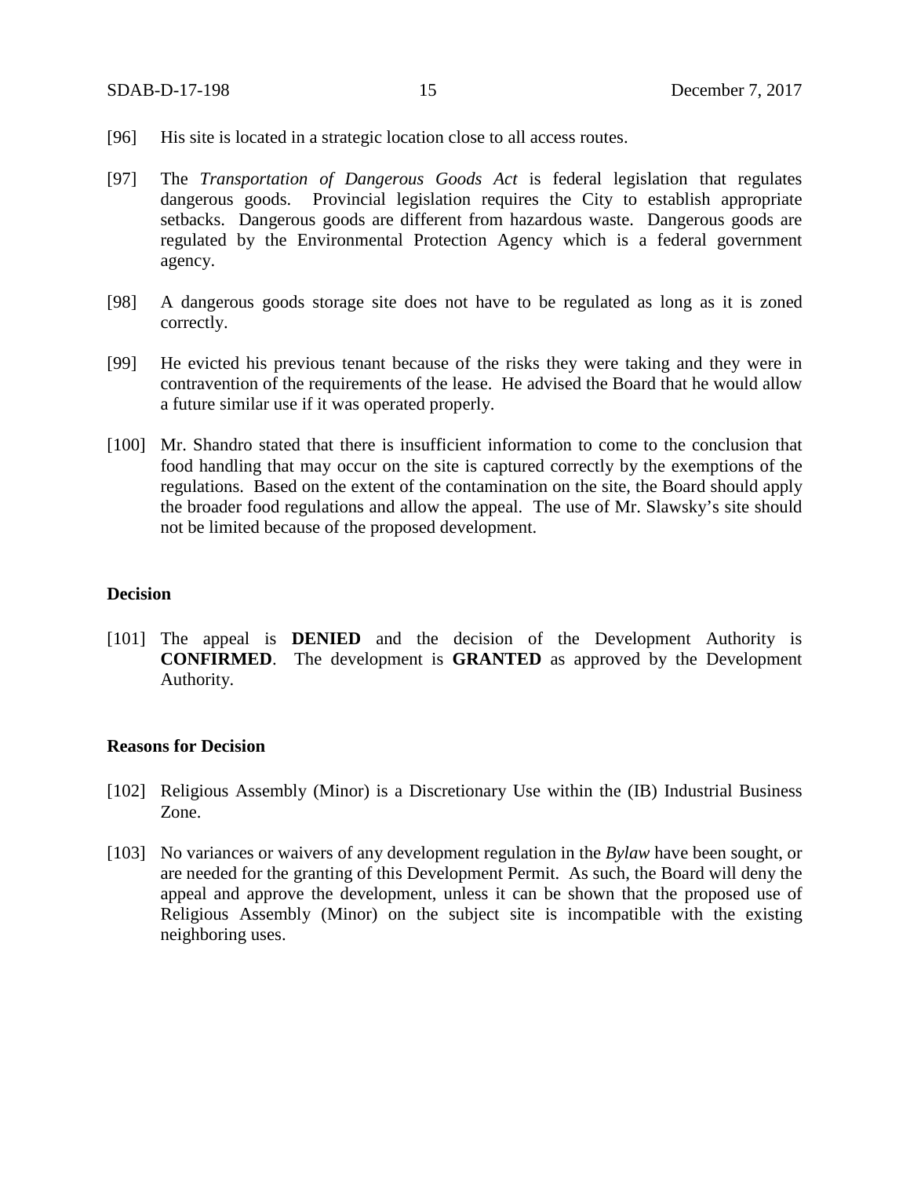[96] His site is located in a strategic location close to all access routes.

[97] The *Transportation of Dangerous Goods Act* is federal legislation that regulates dangerous goods. Provincial legislation requires the City to establish appropriate setbacks. Dangerous goods are different from hazardous waste. Dangerous goods are regulated by the Environmental Protection Agency which is a federal government agency.

[98] A dangerous goods storage site does not have to be regulated as long as it is zoned correctly.

[99] He evicted his previous tenant because of the risks they were taking and they were in contravention of the requirements of the lease. He advised the Board that he would allow a future similar use if it was operated properly.

[100] Mr. Shandro stated that there is insufficient information to come to the conclusion that food handling that may occur on the site is captured correctly by the exemptions of the regulations. Based on the extent of the contamination on the site, the Board should apply the broader food regulations and allow the appeal. The use of Mr. Slawsky's site should not be limited because of the proposed development.

## Decision

[101] The appeal is **DENIED** and the decision of the Development Authority is **CONFIRMED**. The development is **GRANTED** as approved by the Development Authority.

## Reasons for Decision

[102] Religious Assembly (Minor) is a Discretionary Use within the (IB) Industrial Business Zone.

[103] No variances or waivers of any development regulation in the *Bylaw* have been sought, or are needed for the granting of this Development Permit. As such, the Board will deny the appeal and approve the development, unless it can be shown that the proposed use of Religious Assembly (Minor) on the subject site is incompatible with the existing neighboring uses.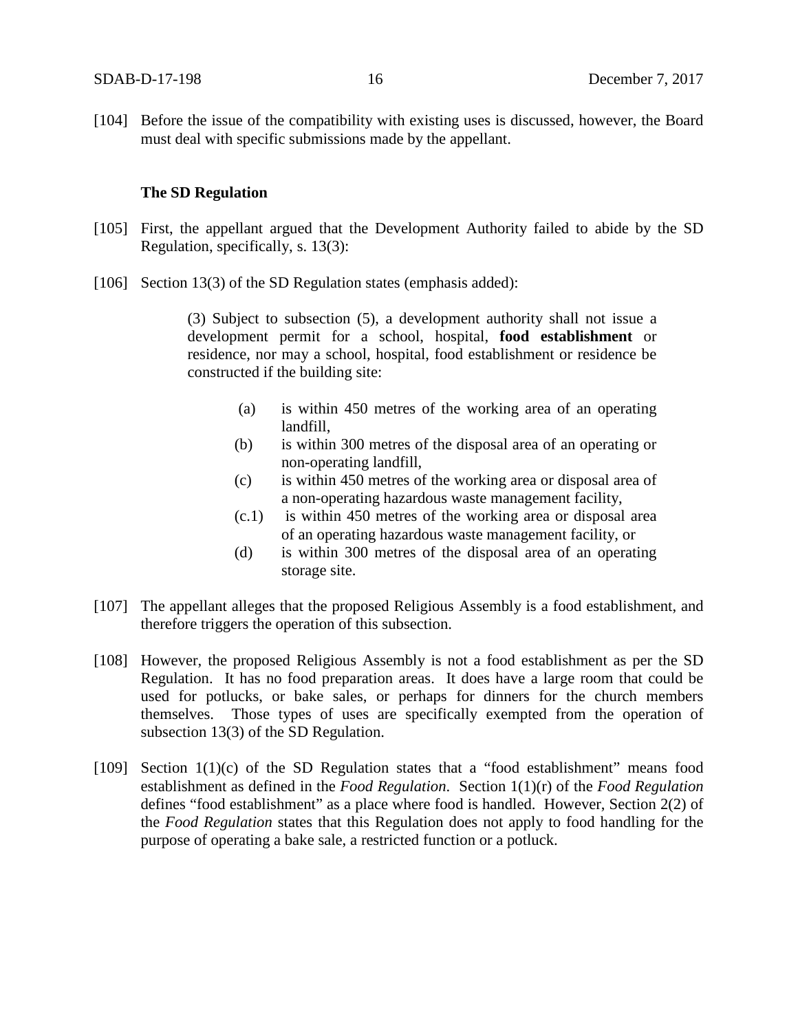[104] Before the issue of the compatibility with existing uses is discussed, however, the Board must deal with specific submissions made by the appellant.

**The SD Regulation**

[105] First, the appellant argued that the Development Authority failed to abide by the SD Regulation, specifically, s. 13(3):

[106] Section 13(3) of the SD Regulation states (emphasis added):

> (3) Subject to subsection (5), a development authority shall not issue a development permit for a school, hospital, **food establishment** or residence, nor may a school, hospital, food establishment or residence be constructed if the building site:
>
> (a) is within 450 metres of the working area of an operating landfill,
>
> (b) is within 300 metres of the disposal area of an operating or non-operating landfill,
>
> (c) is within 450 metres of the working area or disposal area of a non-operating hazardous waste management facility,
>
> (c.1) is within 450 metres of the working area or disposal area of an operating hazardous waste management facility, or
>
> (d) is within 300 metres of the disposal area of an operating storage site.

[107] The appellant alleges that the proposed Religious Assembly is a food establishment, and therefore triggers the operation of this subsection.

[108] However, the proposed Religious Assembly is not a food establishment as per the SD Regulation. It has no food preparation areas. It does have a large room that could be used for potlucks, or bake sales, or perhaps for dinners for the church members themselves. Those types of uses are specifically exempted from the operation of subsection 13(3) of the SD Regulation.

[109] Section 1(1)(c) of the SD Regulation states that a "food establishment" means food establishment as defined in the *Food Regulation*. Section 1(1)(r) of the *Food Regulation* defines "food establishment" as a place where food is handled. However, Section 2(2) of the *Food Regulation* states that this Regulation does not apply to food handling for the purpose of operating a bake sale, a restricted function or a potluck.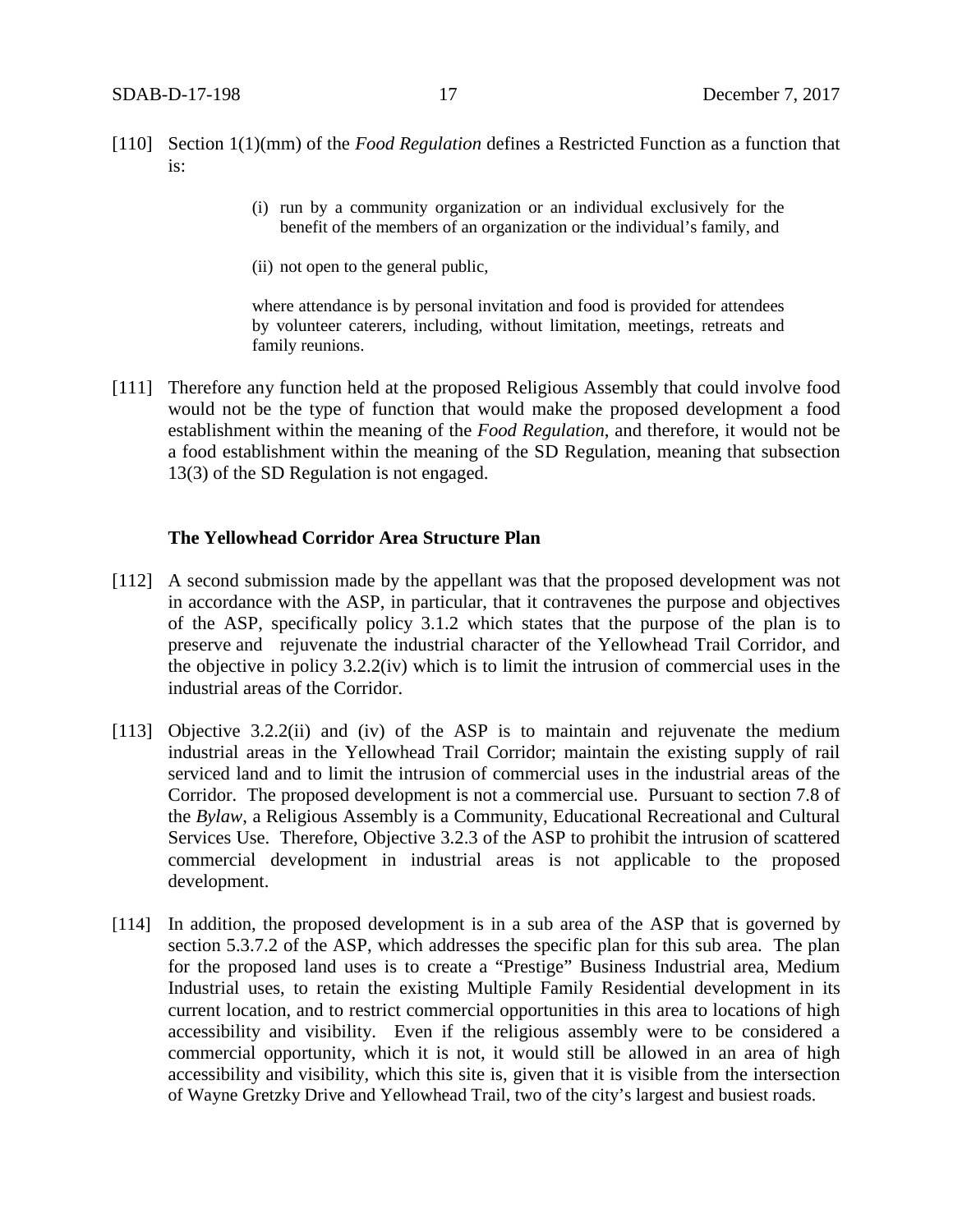[110] Section 1(1)(mm) of the *Food Regulation* defines a Restricted Function as a function that is:

> (i) run by a community organization or an individual exclusively for the benefit of the members of an organization or the individual's family, and
>
> (ii) not open to the general public,
>
> where attendance is by personal invitation and food is provided for attendees by volunteer caterers, including, without limitation, meetings, retreats and family reunions.

[111] Therefore any function held at the proposed Religious Assembly that could involve food would not be the type of function that would make the proposed development a food establishment within the meaning of the *Food Regulation*, and therefore, it would not be a food establishment within the meaning of the SD Regulation, meaning that subsection 13(3) of the SD Regulation is not engaged.

**The Yellowhead Corridor Area Structure Plan**

[112] A second submission made by the appellant was that the proposed development was not in accordance with the ASP, in particular, that it contravenes the purpose and objectives of the ASP, specifically policy 3.1.2 which states that the purpose of the plan is to preserve and rejuvenate the industrial character of the Yellowhead Trail Corridor, and the objective in policy 3.2.2(iv) which is to limit the intrusion of commercial uses in the industrial areas of the Corridor.

[113] Objective 3.2.2(ii) and (iv) of the ASP is to maintain and rejuvenate the medium industrial areas in the Yellowhead Trail Corridor; maintain the existing supply of rail serviced land and to limit the intrusion of commercial uses in the industrial areas of the Corridor. The proposed development is not a commercial use. Pursuant to section 7.8 of the *Bylaw*, a Religious Assembly is a Community, Educational Recreational and Cultural Services Use. Therefore, Objective 3.2.3 of the ASP to prohibit the intrusion of scattered commercial development in industrial areas is not applicable to the proposed development.

[114] In addition, the proposed development is in a sub area of the ASP that is governed by section 5.3.7.2 of the ASP, which addresses the specific plan for this sub area. The plan for the proposed land uses is to create a "Prestige" Business Industrial area, Medium Industrial uses, to retain the existing Multiple Family Residential development in its current location, and to restrict commercial opportunities in this area to locations of high accessibility and visibility. Even if the religious assembly were to be considered a commercial opportunity, which it is not, it would still be allowed in an area of high accessibility and visibility, which this site is, given that it is visible from the intersection of Wayne Gretzky Drive and Yellowhead Trail, two of the city's largest and busiest roads.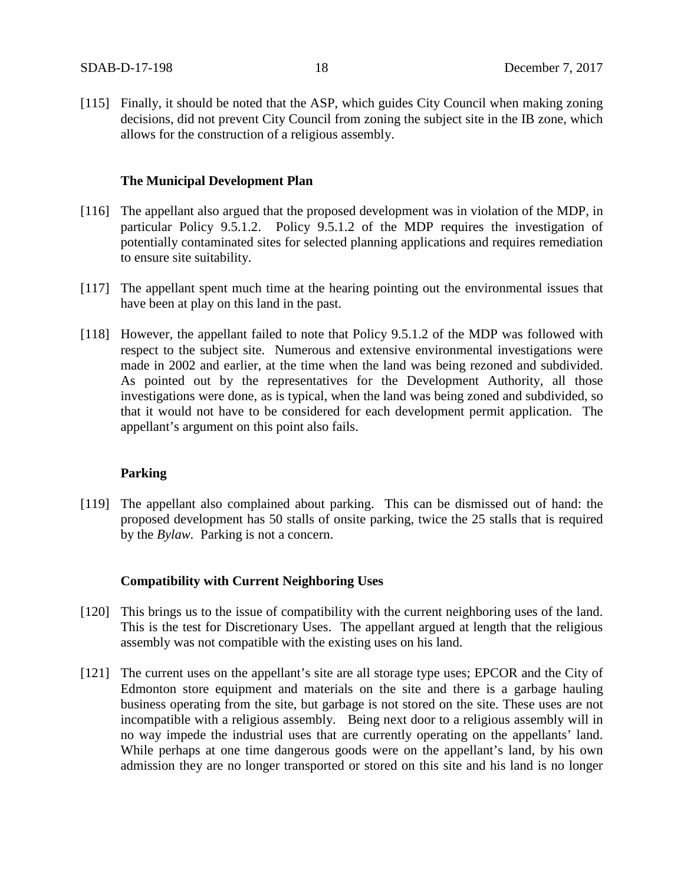[115] Finally, it should be noted that the ASP, which guides City Council when making zoning decisions, did not prevent City Council from zoning the subject site in the IB zone, which allows for the construction of a religious assembly.

**The Municipal Development Plan**

[116] The appellant also argued that the proposed development was in violation of the MDP, in particular Policy 9.5.1.2. Policy 9.5.1.2 of the MDP requires the investigation of potentially contaminated sites for selected planning applications and requires remediation to ensure site suitability.

[117] The appellant spent much time at the hearing pointing out the environmental issues that have been at play on this land in the past.

[118] However, the appellant failed to note that Policy 9.5.1.2 of the MDP was followed with respect to the subject site. Numerous and extensive environmental investigations were made in 2002 and earlier, at the time when the land was being rezoned and subdivided. As pointed out by the representatives for the Development Authority, all those investigations were done, as is typical, when the land was being zoned and subdivided, so that it would not have to be considered for each development permit application. The appellant's argument on this point also fails.

**Parking**

[119] The appellant also complained about parking. This can be dismissed out of hand: the proposed development has 50 stalls of onsite parking, twice the 25 stalls that is required by the *Bylaw*. Parking is not a concern.

**Compatibility with Current Neighboring Uses**

[120] This brings us to the issue of compatibility with the current neighboring uses of the land. This is the test for Discretionary Uses. The appellant argued at length that the religious assembly was not compatible with the existing uses on his land.

[121] The current uses on the appellant's site are all storage type uses; EPCOR and the City of Edmonton store equipment and materials on the site and there is a garbage hauling business operating from the site, but garbage is not stored on the site. These uses are not incompatible with a religious assembly. Being next door to a religious assembly will in no way impede the industrial uses that are currently operating on the appellants' land. While perhaps at one time dangerous goods were on the appellant's land, by his own admission they are no longer transported or stored on this site and his land is no longer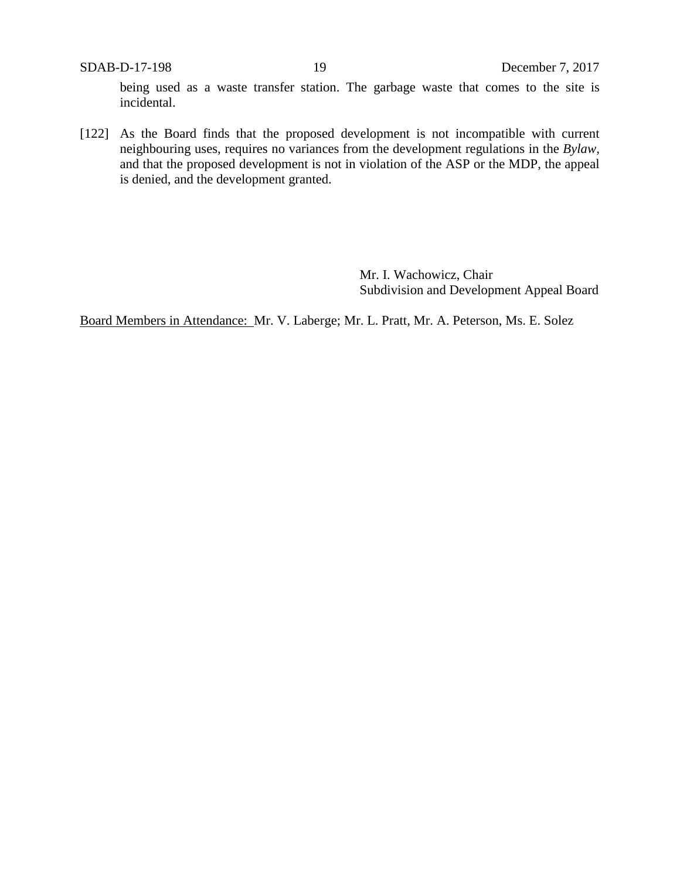being used as a waste transfer station. The garbage waste that comes to the site is incidental.

[122] As the Board finds that the proposed development is not incompatible with current neighbouring uses, requires no variances from the development regulations in the *Bylaw*, and that the proposed development is not in violation of the ASP or the MDP, the appeal is denied, and the development granted.

Mr. I. Wachowicz, Chair
Subdivision and Development Appeal Board

Board Members in Attendance: Mr. V. Laberge; Mr. L. Pratt, Mr. A. Peterson, Ms. E. Solez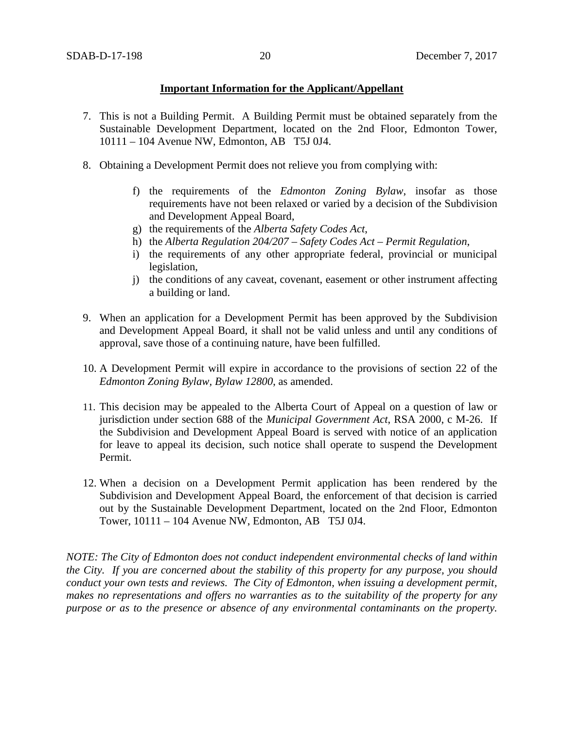**Important Information for the Applicant/Appellant**

7. This is not a Building Permit. A Building Permit must be obtained separately from the Sustainable Development Department, located on the 2nd Floor, Edmonton Tower, 10111 – 104 Avenue NW, Edmonton, AB T5J 0J4.

8. Obtaining a Development Permit does not relieve you from complying with:

   f) the requirements of the *Edmonton Zoning Bylaw*, insofar as those requirements have not been relaxed or varied by a decision of the Subdivision and Development Appeal Board,
   g) the requirements of the *Alberta Safety Codes Act*,
   h) the *Alberta Regulation 204/207 – Safety Codes Act – Permit Regulation*,
   i) the requirements of any other appropriate federal, provincial or municipal legislation,
   j) the conditions of any caveat, covenant, easement or other instrument affecting a building or land.

9. When an application for a Development Permit has been approved by the Subdivision and Development Appeal Board, it shall not be valid unless and until any conditions of approval, save those of a continuing nature, have been fulfilled.

10. A Development Permit will expire in accordance to the provisions of section 22 of the *Edmonton Zoning Bylaw, Bylaw 12800*, as amended.

11. This decision may be appealed to the Alberta Court of Appeal on a question of law or jurisdiction under section 688 of the *Municipal Government Act*, RSA 2000, c M-26. If the Subdivision and Development Appeal Board is served with notice of an application for leave to appeal its decision, such notice shall operate to suspend the Development Permit.

12. When a decision on a Development Permit application has been rendered by the Subdivision and Development Appeal Board, the enforcement of that decision is carried out by the Sustainable Development Department, located on the 2nd Floor, Edmonton Tower, 10111 – 104 Avenue NW, Edmonton, AB T5J 0J4.

*NOTE: The City of Edmonton does not conduct independent environmental checks of land within the City. If you are concerned about the stability of this property for any purpose, you should conduct your own tests and reviews. The City of Edmonton, when issuing a development permit, makes no representations and offers no warranties as to the suitability of the property for any purpose or as to the presence or absence of any environmental contaminants on the property.*